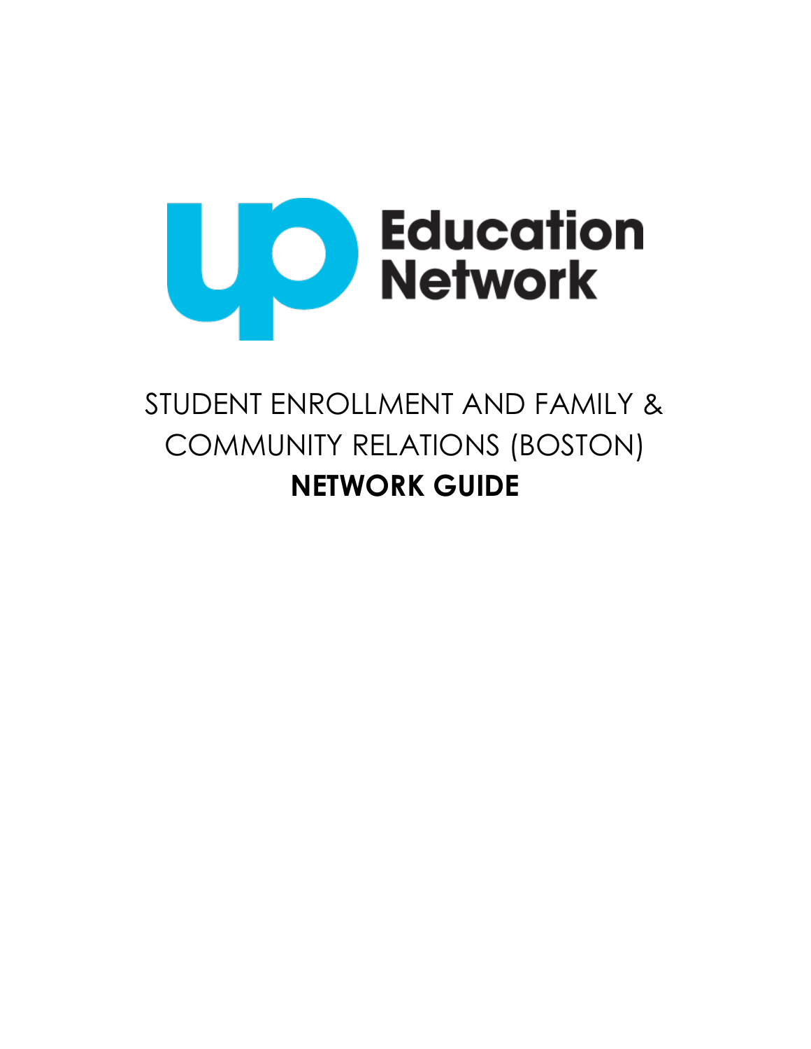UP Education Network

# STUDENT ENROLLMENT AND FAMILY & COMMUNITY RELATIONS (BOSTON)

# NETWORK GUIDE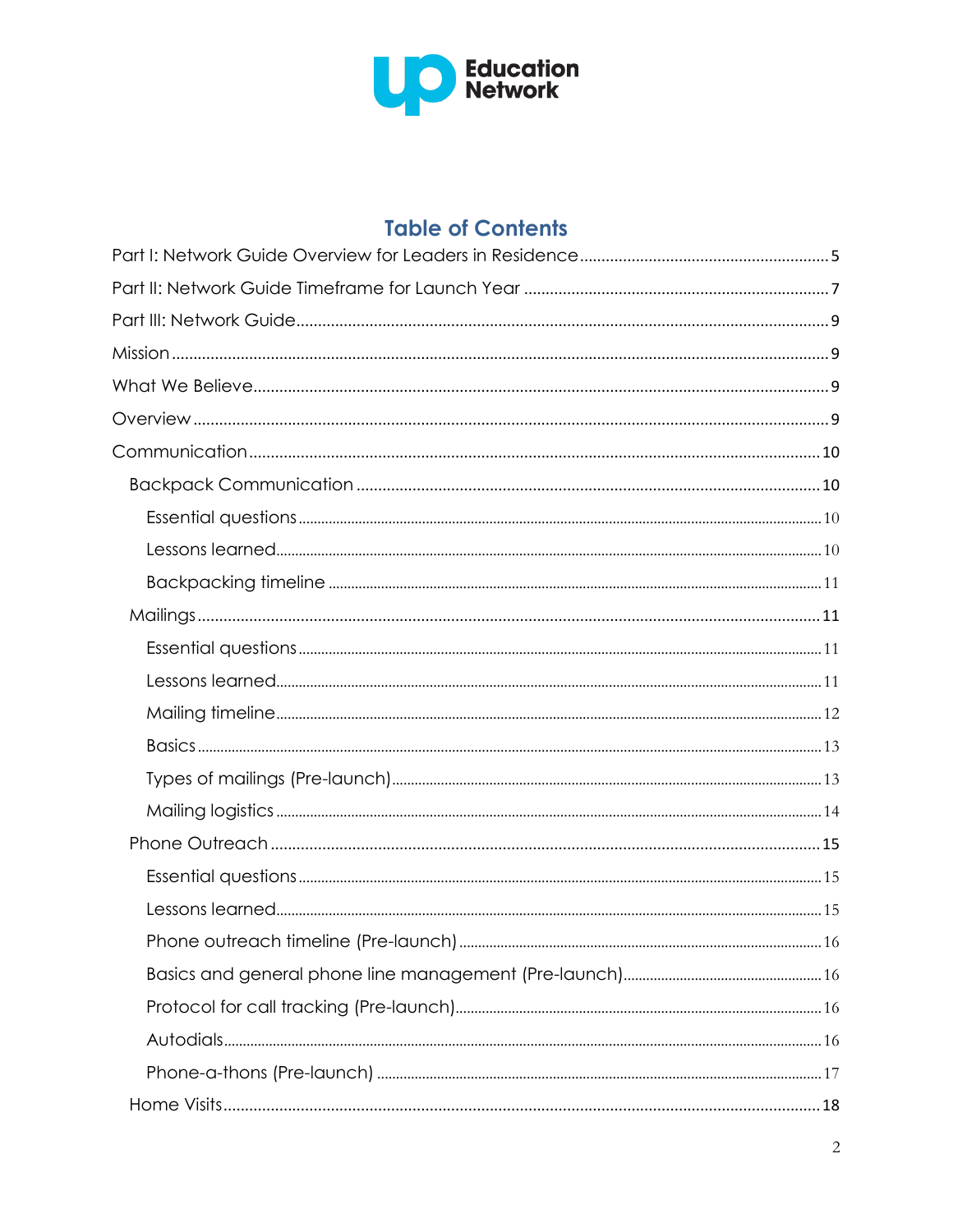# Table of Contents

Part I: Network Guide Overview for Leaders in Residence .......... 5

Part II: Network Guide Timeframe for Launch Year .......... 7

Part III: Network Guide .......... 9

Mission .......... 9

What We Believe .......... 9

Overview .......... 9

Communication .......... 10

- Backpack Communication .......... 10
  - Essential questions .......... 10
  - Lessons learned .......... 10
  - Backpacking timeline .......... 11
- Mailings .......... 11
  - Essential questions .......... 11
  - Lessons learned .......... 11
  - Mailing timeline .......... 12
  - Basics .......... 13
  - Types of mailings (Pre-launch) .......... 13
  - Mailing logistics .......... 14
- Phone Outreach .......... 15
  - Essential questions .......... 15
  - Lessons learned .......... 15
  - Phone outreach timeline (Pre-launch) .......... 16
  - Basics and general phone line management (Pre-launch) .......... 16
  - Protocol for call tracking (Pre-launch) .......... 16
  - Autodials .......... 16
  - Phone-a-thons (Pre-launch) .......... 17
- Home Visits .......... 18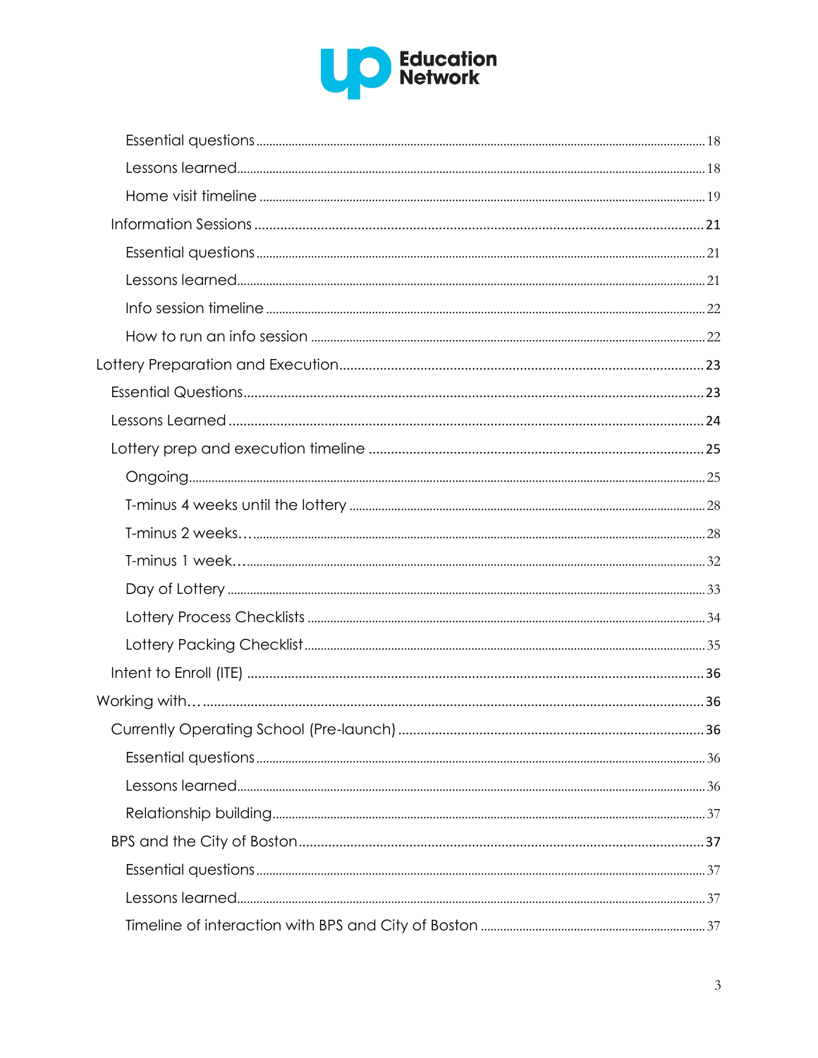- Essential questions ........ 18
- Lessons learned ........ 18
- Home visit timeline ........ 19
- Information Sessions ........ 21
  - Essential questions ........ 21
  - Lessons learned ........ 21
  - Info session timeline ........ 22
  - How to run an info session ........ 22
- Lottery Preparation and Execution ........ 23
  - Essential Questions ........ 23
  - Lessons Learned ........ 24
  - Lottery prep and execution timeline ........ 25
    - Ongoing ........ 25
    - T-minus 4 weeks until the lottery ........ 28
    - T-minus 2 weeks… ........ 28
    - T-minus 1 week… ........ 32
    - Day of Lottery ........ 33
    - Lottery Process Checklists ........ 34
    - Lottery Packing Checklist ........ 35
  - Intent to Enroll (ITE) ........ 36
- Working with… ........ 36
  - Currently Operating School (Pre-launch) ........ 36
    - Essential questions ........ 36
    - Lessons learned ........ 36
    - Relationship building ........ 37
  - BPS and the City of Boston ........ 37
    - Essential questions ........ 37
    - Lessons learned ........ 37
    - Timeline of interaction with BPS and City of Boston ........ 37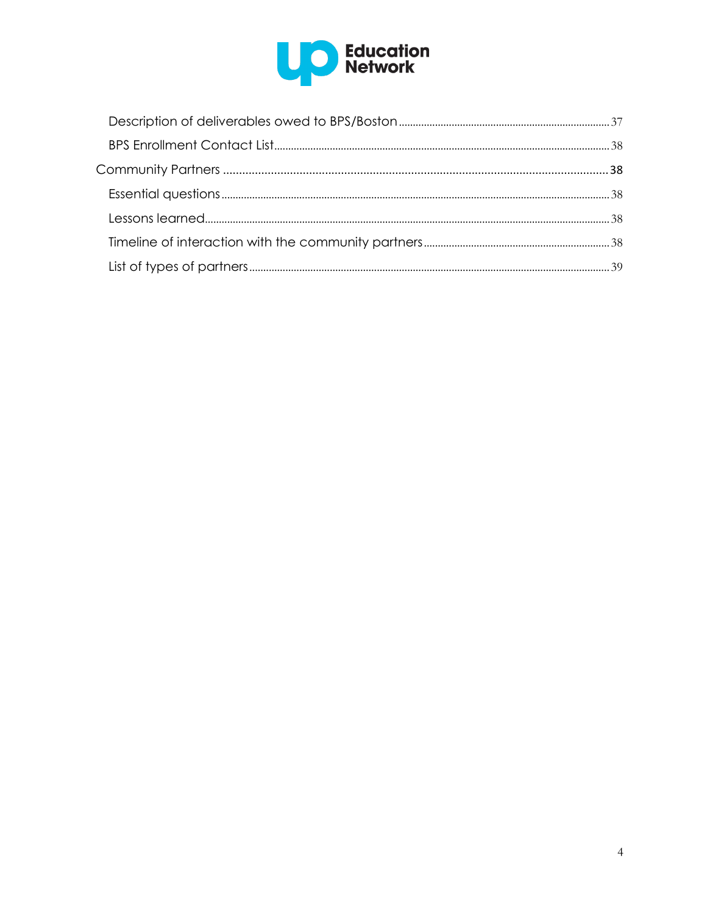Description of deliverables owed to BPS/Boston ..... 37

BPS Enrollment Contact List ..... 38

Community Partners ..... 38

Essential questions ..... 38

Lessons learned ..... 38

Timeline of interaction with the community partners ..... 38

List of types of partners ..... 39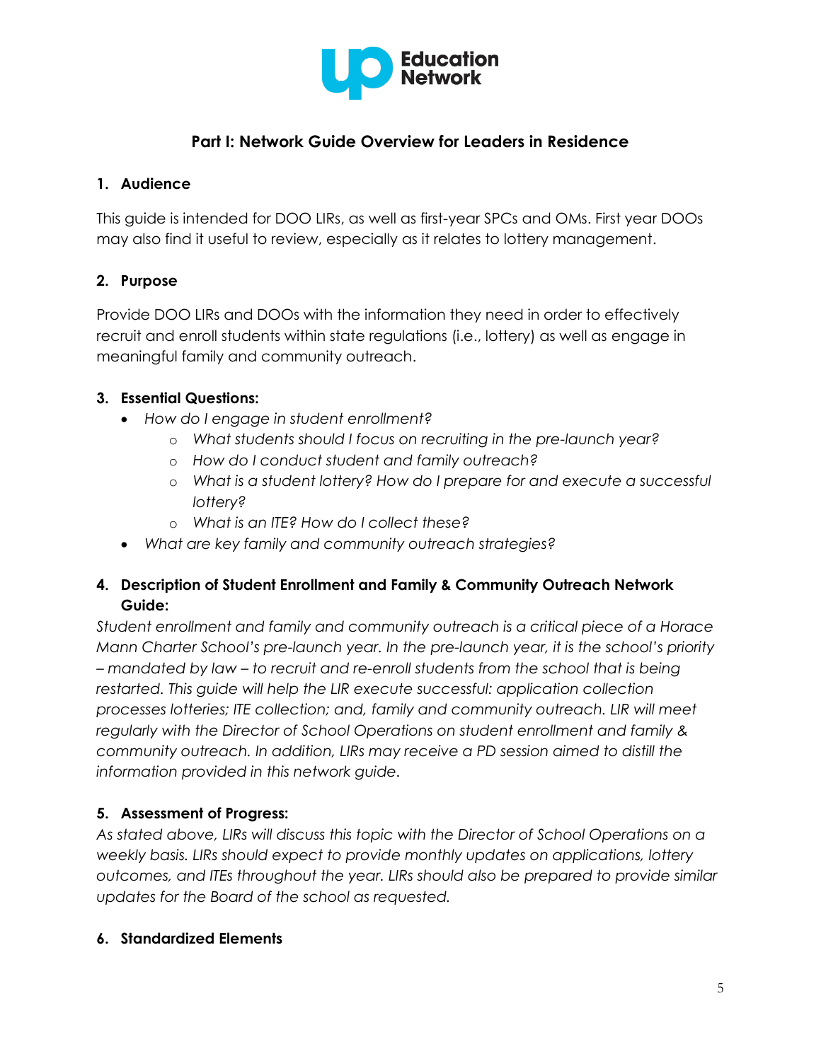## Part I: Network Guide Overview for Leaders in Residence

### 1. Audience

This guide is intended for DOO LIRs, as well as first-year SPCs and OMs. First year DOOs may also find it useful to review, especially as it relates to lottery management.

### 2. Purpose

Provide DOO LIRs and DOOs with the information they need in order to effectively recruit and enroll students within state regulations (i.e., lottery) as well as engage in meaningful family and community outreach.

### 3. Essential Questions:

- *How do I engage in student enrollment?*
  - *What students should I focus on recruiting in the pre-launch year?*
  - *How do I conduct student and family outreach?*
  - *What is a student lottery? How do I prepare for and execute a successful lottery?*
  - *What is an ITE? How do I collect these?*
- *What are key family and community outreach strategies?*

### 4. Description of Student Enrollment and Family & Community Outreach Network Guide:

*Student enrollment and family and community outreach is a critical piece of a Horace Mann Charter School's pre-launch year. In the pre-launch year, it is the school's priority – mandated by law – to recruit and re-enroll students from the school that is being restarted. This guide will help the LIR execute successful: application collection processes lotteries; ITE collection; and, family and community outreach. LIR will meet regularly with the Director of School Operations on student enrollment and family & community outreach. In addition, LIRs may receive a PD session aimed to distill the information provided in this network guide.*

### 5. Assessment of Progress:

*As stated above, LIRs will discuss this topic with the Director of School Operations on a weekly basis. LIRs should expect to provide monthly updates on applications, lottery outcomes, and ITEs throughout the year. LIRs should also be prepared to provide similar updates for the Board of the school as requested.*

### 6. Standardized Elements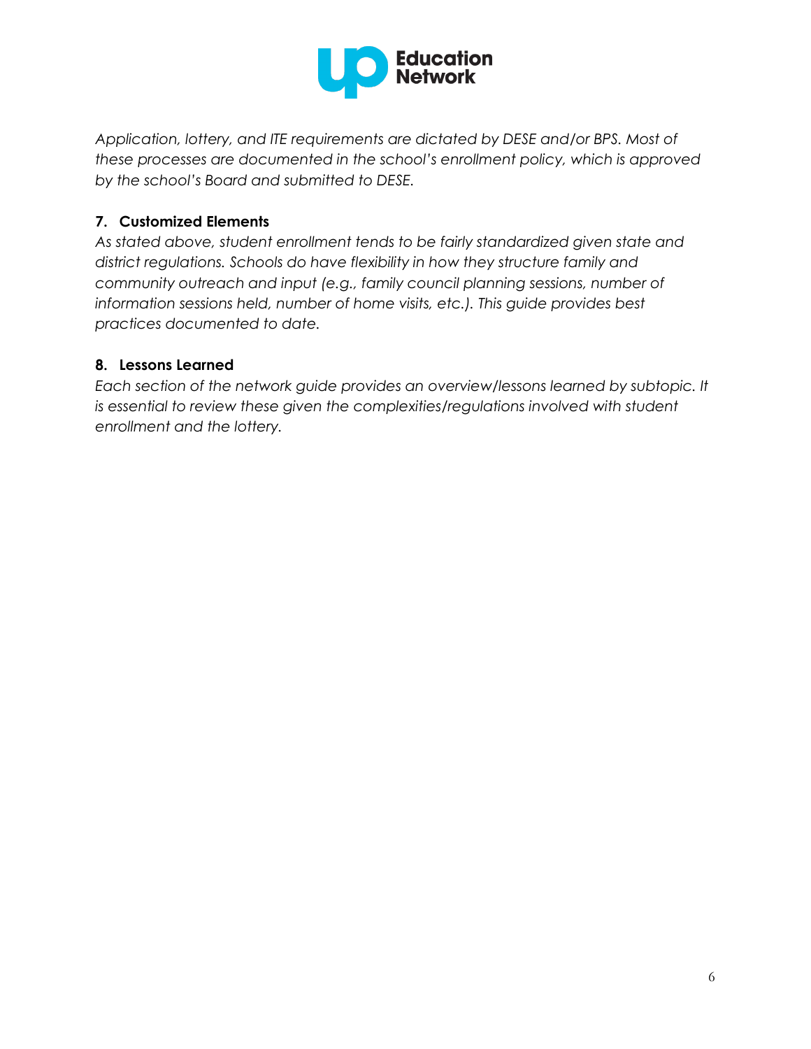*Application, lottery, and ITE requirements are dictated by DESE and/or BPS. Most of these processes are documented in the school's enrollment policy, which is approved by the school's Board and submitted to DESE.*

**7. Customized Elements**

*As stated above, student enrollment tends to be fairly standardized given state and district regulations. Schools do have flexibility in how they structure family and community outreach and input (e.g., family council planning sessions, number of information sessions held, number of home visits, etc.). This guide provides best practices documented to date.*

**8. Lessons Learned**

*Each section of the network guide provides an overview/lessons learned by subtopic. It is essential to review these given the complexities/regulations involved with student enrollment and the lottery.*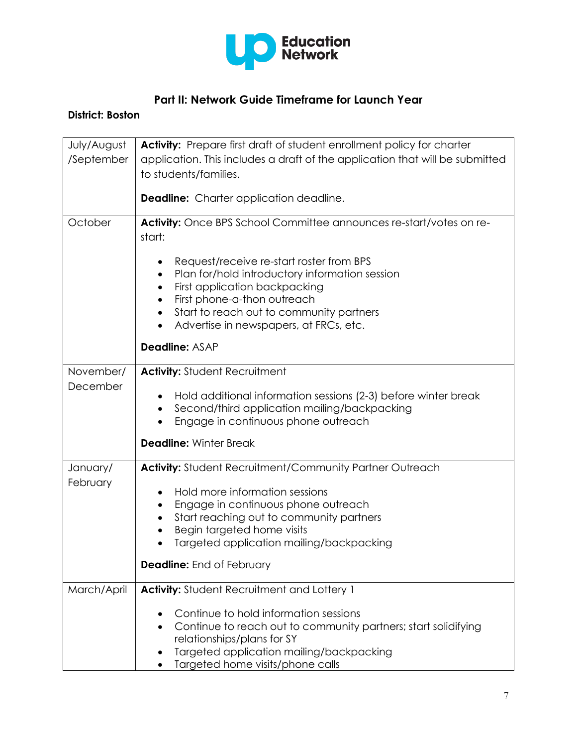## Part II: Network Guide Timeframe for Launch Year

**District: Boston**

| | |
|---|---|
| July/August /September | **Activity:** Prepare first draft of student enrollment policy for charter application. This includes a draft of the application that will be submitted to students/families.<br><br>**Deadline:** Charter application deadline. |
| October | **Activity:** Once BPS School Committee announces re-start/votes on re-start:<br><br>• Request/receive re-start roster from BPS<br>• Plan for/hold introductory information session<br>• First application backpacking<br>• First phone-a-thon outreach<br>• Start to reach out to community partners<br>• Advertise in newspapers, at FRCs, etc.<br><br>**Deadline:** ASAP |
| November/ December | **Activity:** Student Recruitment<br><br>• Hold additional information sessions (2-3) before winter break<br>• Second/third application mailing/backpacking<br>• Engage in continuous phone outreach<br><br>**Deadline:** Winter Break |
| January/ February | **Activity:** Student Recruitment/Community Partner Outreach<br><br>• Hold more information sessions<br>• Engage in continuous phone outreach<br>• Start reaching out to community partners<br>• Begin targeted home visits<br>• Targeted application mailing/backpacking<br><br>**Deadline:** End of February |
| March/April | **Activity:** Student Recruitment and Lottery 1<br><br>• Continue to hold information sessions<br>• Continue to reach out to community partners; start solidifying relationships/plans for SY<br>• Targeted application mailing/backpacking<br>• Targeted home visits/phone calls |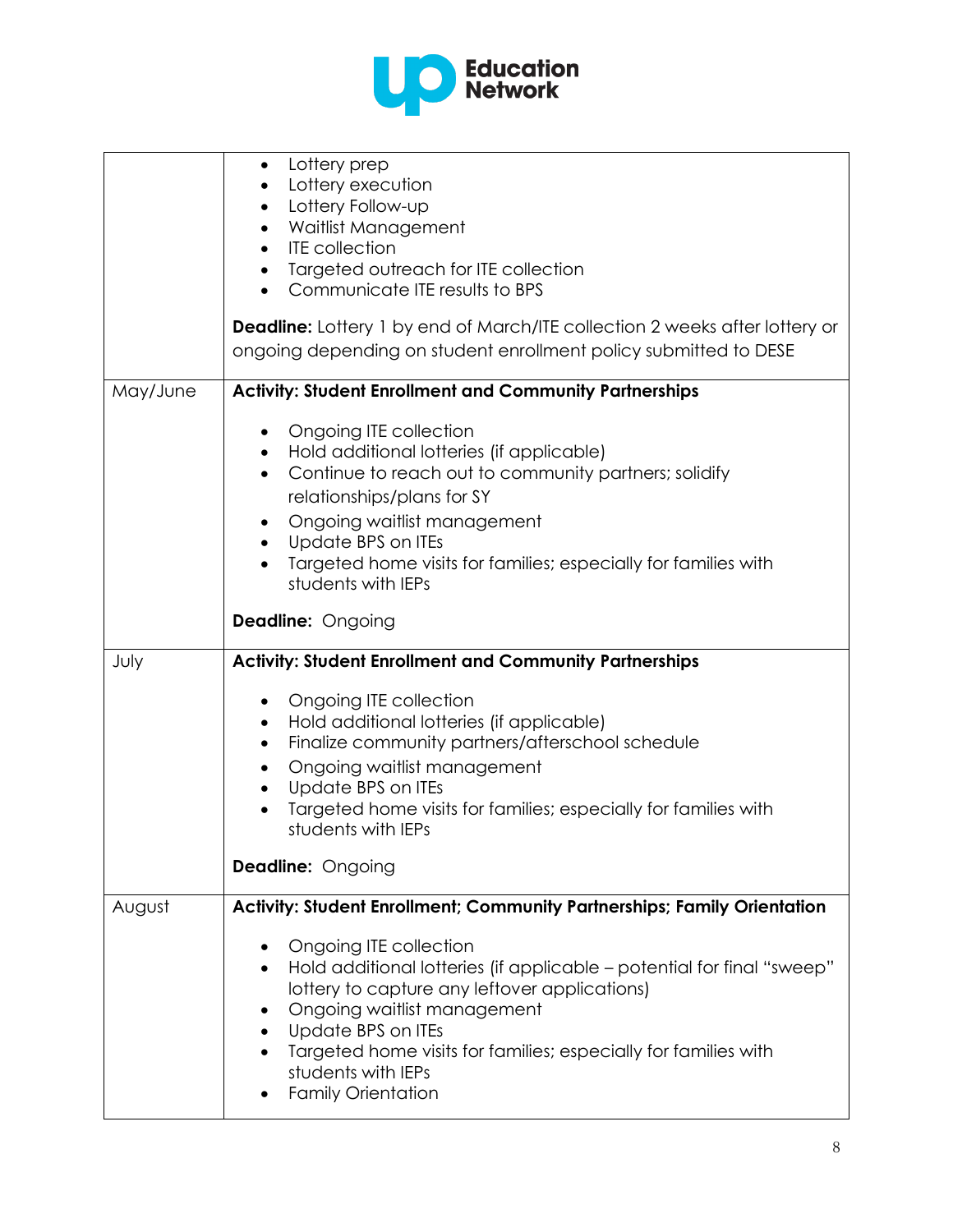| | |
|---|---|
| | • Lottery prep<br>• Lottery execution<br>• Lottery Follow-up<br>• Waitlist Management<br>• ITE collection<br>• Targeted outreach for ITE collection<br>• Communicate ITE results to BPS<br><br>**Deadline:** Lottery 1 by end of March/ITE collection 2 weeks after lottery or ongoing depending on student enrollment policy submitted to DESE |
| May/June | **Activity: Student Enrollment and Community Partnerships**<br><br>• Ongoing ITE collection<br>• Hold additional lotteries (if applicable)<br>• Continue to reach out to community partners; solidify relationships/plans for SY<br>• Ongoing waitlist management<br>• Update BPS on ITEs<br>• Targeted home visits for families; especially for families with students with IEPs<br><br>**Deadline:** Ongoing |
| July | **Activity: Student Enrollment and Community Partnerships**<br><br>• Ongoing ITE collection<br>• Hold additional lotteries (if applicable)<br>• Finalize community partners/afterschool schedule<br>• Ongoing waitlist management<br>• Update BPS on ITEs<br>• Targeted home visits for families; especially for families with students with IEPs<br><br>**Deadline:** Ongoing |
| August | **Activity: Student Enrollment; Community Partnerships; Family Orientation**<br><br>• Ongoing ITE collection<br>• Hold additional lotteries (if applicable – potential for final "sweep" lottery to capture any leftover applications)<br>• Ongoing waitlist management<br>• Update BPS on ITEs<br>• Targeted home visits for families; especially for families with students with IEPs<br>• Family Orientation |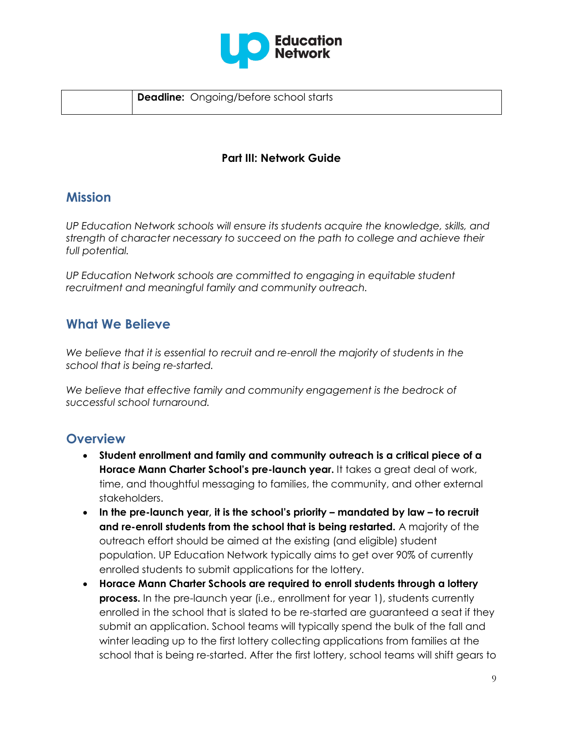| | **Deadline:** Ongoing/before school starts |
|---|---|

**Part III: Network Guide**

## Mission

*UP Education Network schools will ensure its students acquire the knowledge, skills, and strength of character necessary to succeed on the path to college and achieve their full potential.*

*UP Education Network schools are committed to engaging in equitable student recruitment and meaningful family and community outreach.*

## What We Believe

*We believe that it is essential to recruit and re-enroll the majority of students in the school that is being re-started.*

*We believe that effective family and community engagement is the bedrock of successful school turnaround.*

## Overview

- **Student enrollment and family and community outreach is a critical piece of a Horace Mann Charter School's pre-launch year.** It takes a great deal of work, time, and thoughtful messaging to families, the community, and other external stakeholders.
- **In the pre-launch year, it is the school's priority – mandated by law – to recruit and re-enroll students from the school that is being restarted.** A majority of the outreach effort should be aimed at the existing (and eligible) student population. UP Education Network typically aims to get over 90% of currently enrolled students to submit applications for the lottery.
- **Horace Mann Charter Schools are required to enroll students through a lottery process.** In the pre-launch year (i.e., enrollment for year 1), students currently enrolled in the school that is slated to be re-started are guaranteed a seat if they submit an application. School teams will typically spend the bulk of the fall and winter leading up to the first lottery collecting applications from families at the school that is being re-started. After the first lottery, school teams will shift gears to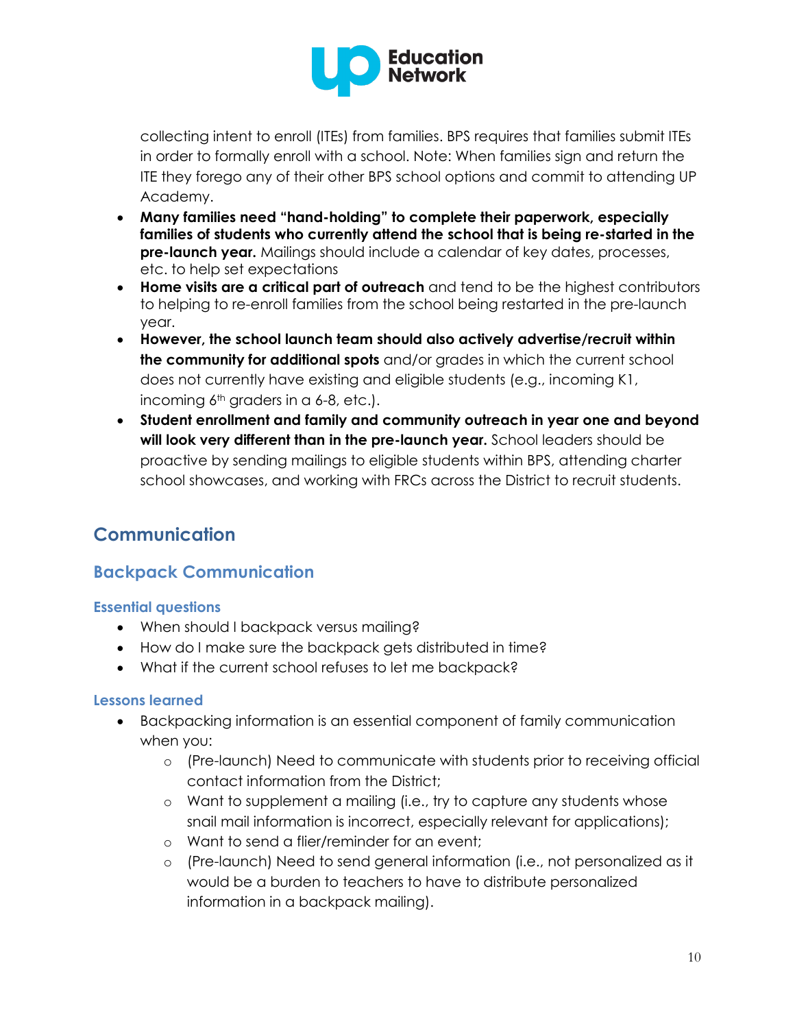collecting intent to enroll (ITEs) from families. BPS requires that families submit ITEs in order to formally enroll with a school. Note: When families sign and return the ITE they forego any of their other BPS school options and commit to attending UP Academy.

- **Many families need "hand-holding" to complete their paperwork, especially families of students who currently attend the school that is being re-started in the pre-launch year.** Mailings should include a calendar of key dates, processes, etc. to help set expectations
- **Home visits are a critical part of outreach** and tend to be the highest contributors to helping to re-enroll families from the school being restarted in the pre-launch year.
- **However, the school launch team should also actively advertise/recruit within the community for additional spots** and/or grades in which the current school does not currently have existing and eligible students (e.g., incoming K1, incoming 6th graders in a 6-8, etc.).
- **Student enrollment and family and community outreach in year one and beyond will look very different than in the pre-launch year.** School leaders should be proactive by sending mailings to eligible students within BPS, attending charter school showcases, and working with FRCs across the District to recruit students.

## Communication

### Backpack Communication

#### Essential questions

- When should I backpack versus mailing?
- How do I make sure the backpack gets distributed in time?
- What if the current school refuses to let me backpack?

#### Lessons learned

- Backpacking information is an essential component of family communication when you:
    - (Pre-launch) Need to communicate with students prior to receiving official contact information from the District;
    - Want to supplement a mailing (i.e., try to capture any students whose snail mail information is incorrect, especially relevant for applications);
    - Want to send a flier/reminder for an event;
    - (Pre-launch) Need to send general information (i.e., not personalized as it would be a burden to teachers to have to distribute personalized information in a backpack mailing).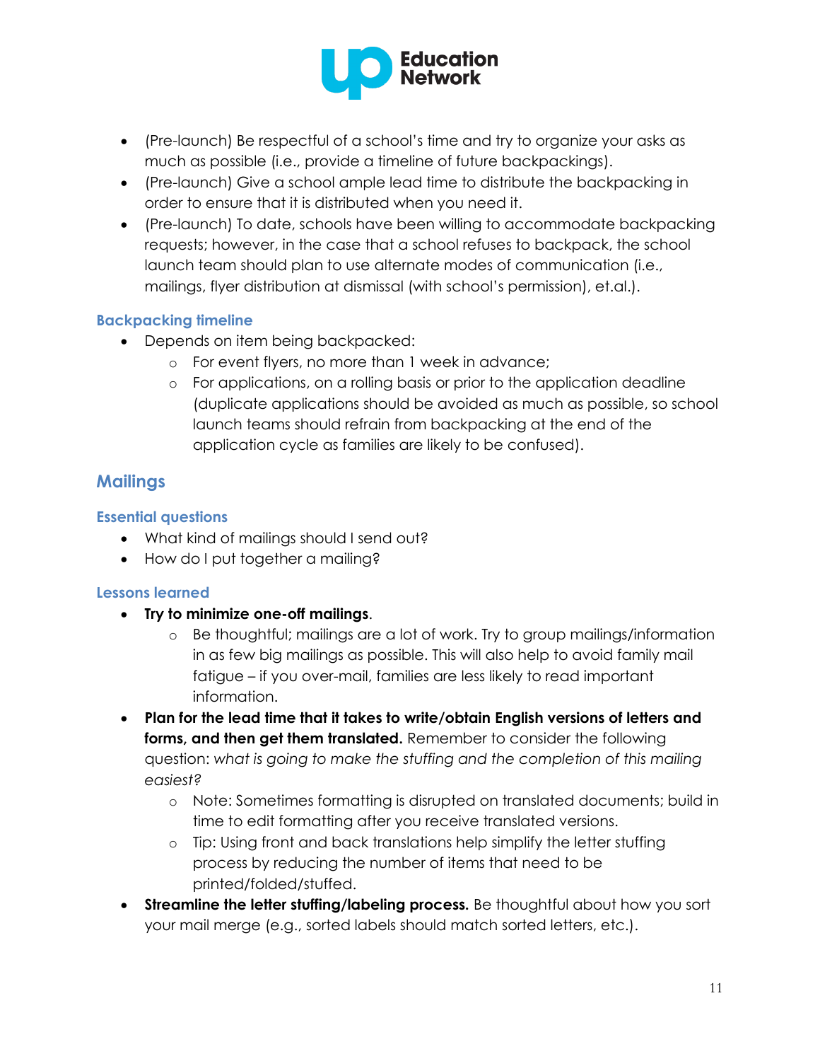- (Pre-launch) Be respectful of a school's time and try to organize your asks as much as possible (i.e., provide a timeline of future backpackings).
- (Pre-launch) Give a school ample lead time to distribute the backpacking in order to ensure that it is distributed when you need it.
- (Pre-launch) To date, schools have been willing to accommodate backpacking requests; however, in the case that a school refuses to backpack, the school launch team should plan to use alternate modes of communication (i.e., mailings, flyer distribution at dismissal (with school's permission), et.al.).

### Backpacking timeline

- Depends on item being backpacked:
  - For event flyers, no more than 1 week in advance;
  - For applications, on a rolling basis or prior to the application deadline (duplicate applications should be avoided as much as possible, so school launch teams should refrain from backpacking at the end of the application cycle as families are likely to be confused).

## Mailings

### Essential questions

- What kind of mailings should I send out?
- How do I put together a mailing?

### Lessons learned

- **Try to minimize one-off mailings**.
  - Be thoughtful; mailings are a lot of work. Try to group mailings/information in as few big mailings as possible. This will also help to avoid family mail fatigue – if you over-mail, families are less likely to read important information.
- **Plan for the lead time that it takes to write/obtain English versions of letters and forms, and then get them translated.** Remember to consider the following question: *what is going to make the stuffing and the completion of this mailing easiest?*
  - Note: Sometimes formatting is disrupted on translated documents; build in time to edit formatting after you receive translated versions.
  - Tip: Using front and back translations help simplify the letter stuffing process by reducing the number of items that need to be printed/folded/stuffed.
- **Streamline the letter stuffing/labeling process.** Be thoughtful about how you sort your mail merge (e.g., sorted labels should match sorted letters, etc.).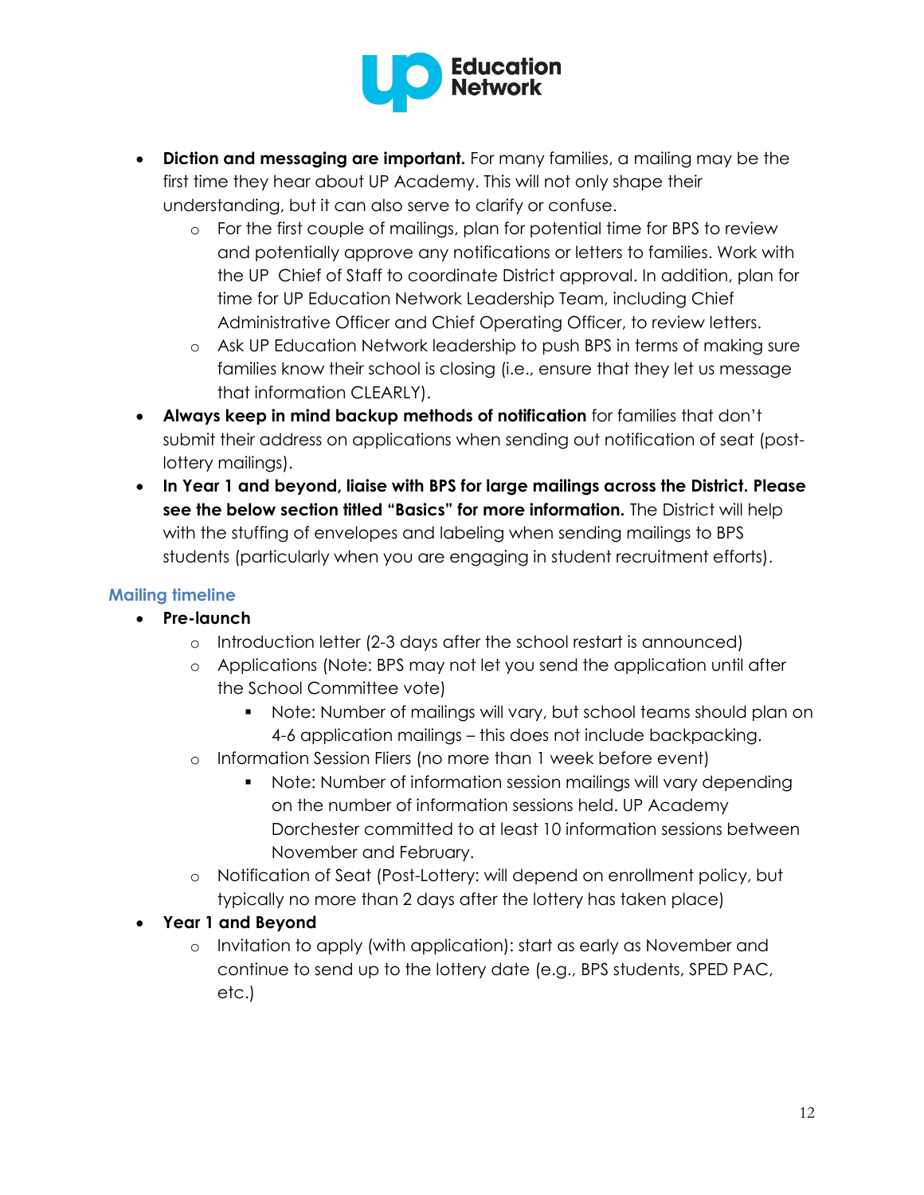- **Diction and messaging are important.** For many families, a mailing may be the first time they hear about UP Academy. This will not only shape their understanding, but it can also serve to clarify or confuse.
    - For the first couple of mailings, plan for potential time for BPS to review and potentially approve any notifications or letters to families. Work with the UP Chief of Staff to coordinate District approval. In addition, plan for time for UP Education Network Leadership Team, including Chief Administrative Officer and Chief Operating Officer, to review letters.
    - Ask UP Education Network leadership to push BPS in terms of making sure families know their school is closing (i.e., ensure that they let us message that information CLEARLY).
- **Always keep in mind backup methods of notification** for families that don't submit their address on applications when sending out notification of seat (post-lottery mailings).
- **In Year 1 and beyond, liaise with BPS for large mailings across the District. Please see the below section titled "Basics" for more information.** The District will help with the stuffing of envelopes and labeling when sending mailings to BPS students (particularly when you are engaging in student recruitment efforts).

### Mailing timeline

- **Pre-launch**
    - Introduction letter (2-3 days after the school restart is announced)
    - Applications (Note: BPS may not let you send the application until after the School Committee vote)
        - Note: Number of mailings will vary, but school teams should plan on 4-6 application mailings – this does not include backpacking.
    - Information Session Fliers (no more than 1 week before event)
        - Note: Number of information session mailings will vary depending on the number of information sessions held. UP Academy Dorchester committed to at least 10 information sessions between November and February.
    - Notification of Seat (Post-Lottery: will depend on enrollment policy, but typically no more than 2 days after the lottery has taken place)
- **Year 1 and Beyond**
    - Invitation to apply (with application): start as early as November and continue to send up to the lottery date (e.g., BPS students, SPED PAC, etc.)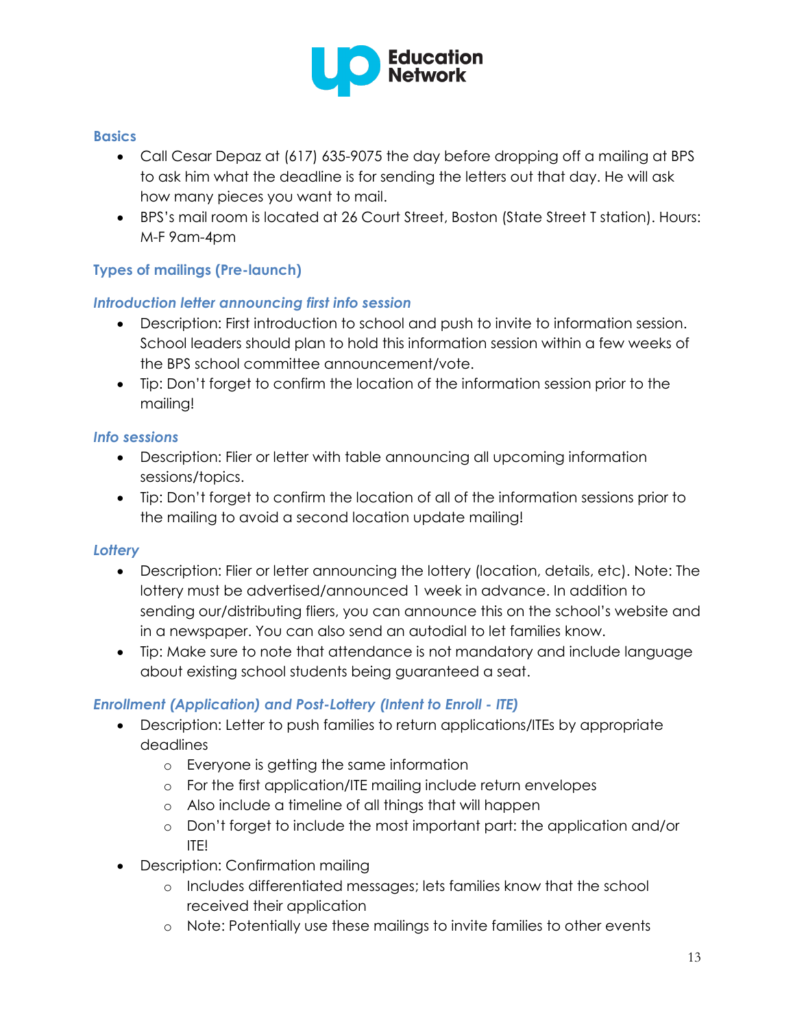## Basics

- Call Cesar Depaz at (617) 635-9075 the day before dropping off a mailing at BPS to ask him what the deadline is for sending the letters out that day. He will ask how many pieces you want to mail.
- BPS's mail room is located at 26 Court Street, Boston (State Street T station). Hours: M-F 9am-4pm

## Types of mailings (Pre-launch)

### *Introduction letter announcing first info session*

- Description: First introduction to school and push to invite to information session. School leaders should plan to hold this information session within a few weeks of the BPS school committee announcement/vote.
- Tip: Don't forget to confirm the location of the information session prior to the mailing!

### *Info sessions*

- Description: Flier or letter with table announcing all upcoming information sessions/topics.
- Tip: Don't forget to confirm the location of all of the information sessions prior to the mailing to avoid a second location update mailing!

### *Lottery*

- Description: Flier or letter announcing the lottery (location, details, etc). Note: The lottery must be advertised/announced 1 week in advance. In addition to sending our/distributing fliers, you can announce this on the school's website and in a newspaper. You can also send an autodial to let families know.
- Tip: Make sure to note that attendance is not mandatory and include language about existing school students being guaranteed a seat.

### *Enrollment (Application) and Post-Lottery (Intent to Enroll - ITE)*

- Description: Letter to push families to return applications/ITEs by appropriate deadlines
  - Everyone is getting the same information
  - For the first application/ITE mailing include return envelopes
  - Also include a timeline of all things that will happen
  - Don't forget to include the most important part: the application and/or ITE!
- Description: Confirmation mailing
  - Includes differentiated messages; lets families know that the school received their application
  - Note: Potentially use these mailings to invite families to other events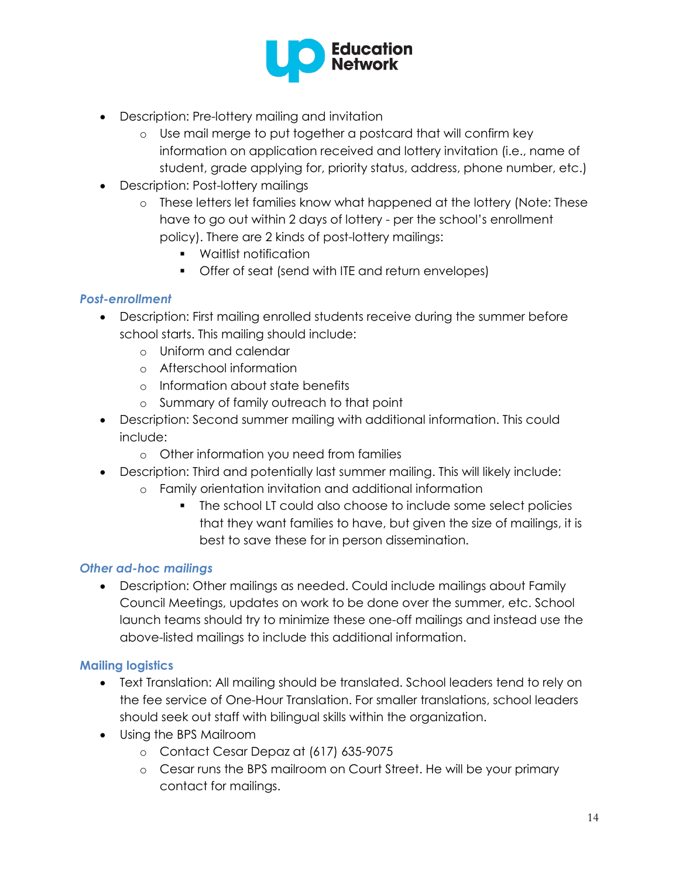- Description: Pre-lottery mailing and invitation
  - Use mail merge to put together a postcard that will confirm key information on application received and lottery invitation (i.e., name of student, grade applying for, priority status, address, phone number, etc.)
- Description: Post-lottery mailings
  - These letters let families know what happened at the lottery (Note: These have to go out within 2 days of lottery - per the school's enrollment policy). There are 2 kinds of post-lottery mailings:
    - Waitlist notification
    - Offer of seat (send with ITE and return envelopes)

### *Post-enrollment*

- Description: First mailing enrolled students receive during the summer before school starts. This mailing should include:
  - Uniform and calendar
  - Afterschool information
  - Information about state benefits
  - Summary of family outreach to that point
- Description: Second summer mailing with additional information. This could include:
  - Other information you need from families
- Description: Third and potentially last summer mailing. This will likely include:
  - Family orientation invitation and additional information
    - The school LT could also choose to include some select policies that they want families to have, but given the size of mailings, it is best to save these for in person dissemination.

### *Other ad-hoc mailings*

- Description: Other mailings as needed. Could include mailings about Family Council Meetings, updates on work to be done over the summer, etc. School launch teams should try to minimize these one-off mailings and instead use the above-listed mailings to include this additional information.

### Mailing logistics

- Text Translation: All mailing should be translated. School leaders tend to rely on the fee service of One-Hour Translation. For smaller translations, school leaders should seek out staff with bilingual skills within the organization.
- Using the BPS Mailroom
  - Contact Cesar Depaz at (617) 635-9075
  - Cesar runs the BPS mailroom on Court Street. He will be your primary contact for mailings.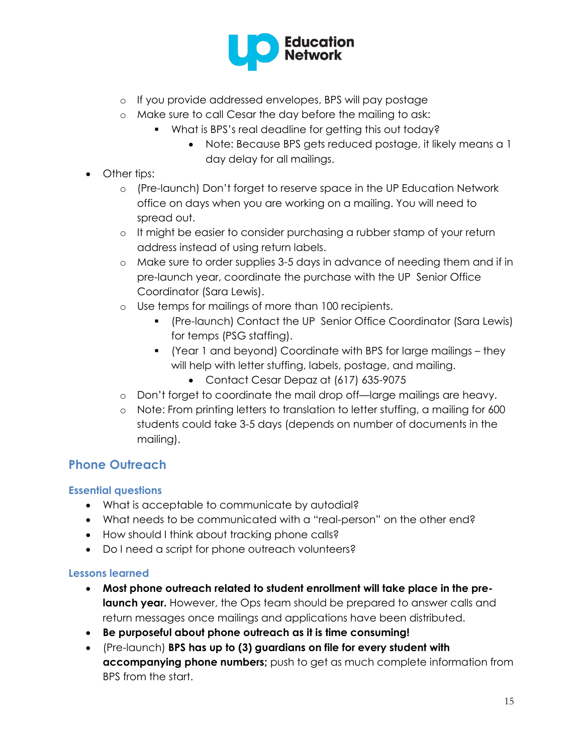- If you provide addressed envelopes, BPS will pay postage
    - Make sure to call Cesar the day before the mailing to ask:
        - What is BPS's real deadline for getting this out today?
            - Note: Because BPS gets reduced postage, it likely means a 1 day delay for all mailings.
- Other tips:
    - (Pre-launch) Don't forget to reserve space in the UP Education Network office on days when you are working on a mailing. You will need to spread out.
    - It might be easier to consider purchasing a rubber stamp of your return address instead of using return labels.
    - Make sure to order supplies 3-5 days in advance of needing them and if in pre-launch year, coordinate the purchase with the UP Senior Office Coordinator (Sara Lewis).
    - Use temps for mailings of more than 100 recipients.
        - (Pre-launch) Contact the UP Senior Office Coordinator (Sara Lewis) for temps (PSG staffing).
        - (Year 1 and beyond) Coordinate with BPS for large mailings – they will help with letter stuffing, labels, postage, and mailing.
            - Contact Cesar Depaz at (617) 635-9075
    - Don't forget to coordinate the mail drop off—large mailings are heavy.
    - Note: From printing letters to translation to letter stuffing, a mailing for 600 students could take 3-5 days (depends on number of documents in the mailing).

## Phone Outreach

### Essential questions

- What is acceptable to communicate by autodial?
- What needs to be communicated with a "real-person" on the other end?
- How should I think about tracking phone calls?
- Do I need a script for phone outreach volunteers?

### Lessons learned

- **Most phone outreach related to student enrollment will take place in the pre-launch year.** However, the Ops team should be prepared to answer calls and return messages once mailings and applications have been distributed.
- **Be purposeful about phone outreach as it is time consuming!**
- (Pre-launch) **BPS has up to (3) guardians on file for every student with accompanying phone numbers;** push to get as much complete information from BPS from the start.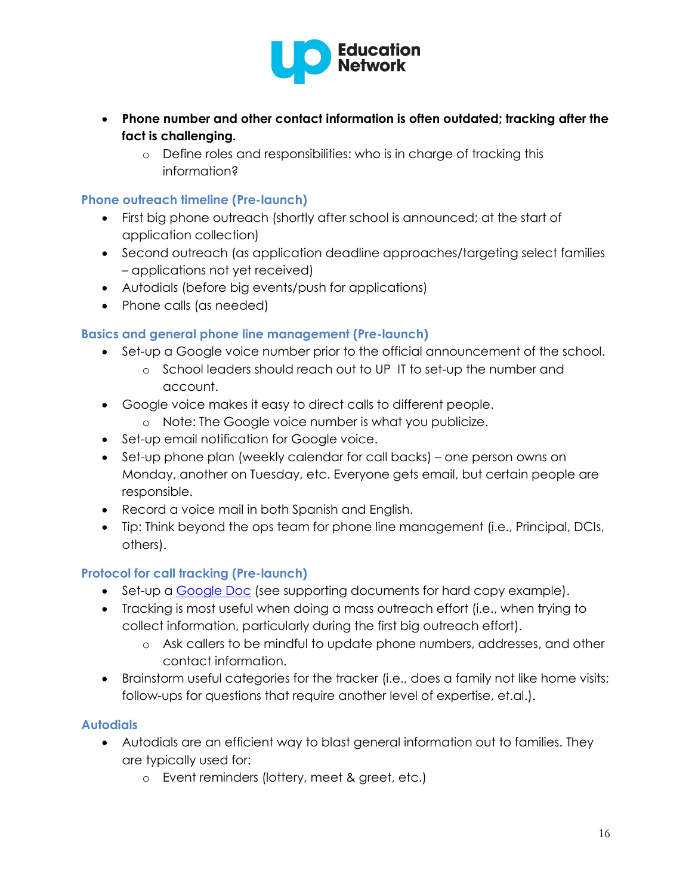- **Phone number and other contact information is often outdated; tracking after the fact is challenging.**
  - Define roles and responsibilities: who is in charge of tracking this information?

### Phone outreach timeline (Pre-launch)

- First big phone outreach (shortly after school is announced; at the start of application collection)
- Second outreach (as application deadline approaches/targeting select families – applications not yet received)
- Autodials (before big events/push for applications)
- Phone calls (as needed)

### Basics and general phone line management (Pre-launch)

- Set-up a Google voice number prior to the official announcement of the school.
  - School leaders should reach out to UP IT to set-up the number and account.
- Google voice makes it easy to direct calls to different people.
  - Note: The Google voice number is what you publicize.
- Set-up email notification for Google voice.
- Set-up phone plan (weekly calendar for call backs) – one person owns on Monday, another on Tuesday, etc. Everyone gets email, but certain people are responsible.
- Record a voice mail in both Spanish and English.
- Tip: Think beyond the ops team for phone line management (i.e., Principal, DCIs, others).

### Protocol for call tracking (Pre-launch)

- Set-up a Google Doc (see supporting documents for hard copy example).
- Tracking is most useful when doing a mass outreach effort (i.e., when trying to collect information, particularly during the first big outreach effort).
  - Ask callers to be mindful to update phone numbers, addresses, and other contact information.
- Brainstorm useful categories for the tracker (i.e., does a family not like home visits; follow-ups for questions that require another level of expertise, et.al.).

### Autodials

- Autodials are an efficient way to blast general information out to families. They are typically used for:
  - Event reminders (lottery, meet & greet, etc.)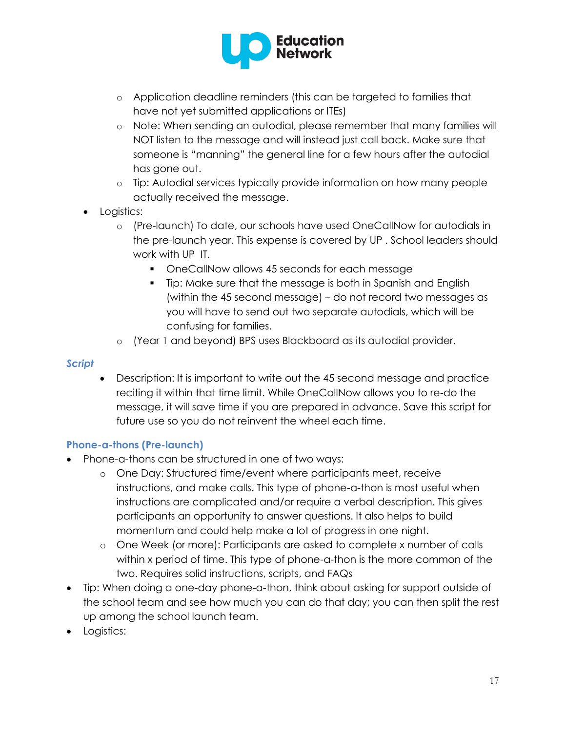- Application deadline reminders (this can be targeted to families that have not yet submitted applications or ITEs)
  - Note: When sending an autodial, please remember that many families will NOT listen to the message and will instead just call back. Make sure that someone is "manning" the general line for a few hours after the autodial has gone out.
  - Tip: Autodial services typically provide information on how many people actually received the message.
- Logistics:
  - (Pre-launch) To date, our schools have used OneCallNow for autodials in the pre-launch year. This expense is covered by UP . School leaders should work with UP  IT.
    - OneCallNow allows 45 seconds for each message
    - Tip: Make sure that the message is both in Spanish and English (within the 45 second message) – do not record two messages as you will have to send out two separate autodials, which will be confusing for families.
  - (Year 1 and beyond) BPS uses Blackboard as its autodial provider.

### *Script*

- Description: It is important to write out the 45 second message and practice reciting it within that time limit. While OneCallNow allows you to re-do the message, it will save time if you are prepared in advance. Save this script for future use so you do not reinvent the wheel each time.

### Phone-a-thons (Pre-launch)

- Phone-a-thons can be structured in one of two ways:
  - One Day: Structured time/event where participants meet, receive instructions, and make calls. This type of phone-a-thon is most useful when instructions are complicated and/or require a verbal description. This gives participants an opportunity to answer questions. It also helps to build momentum and could help make a lot of progress in one night.
  - One Week (or more): Participants are asked to complete x number of calls within x period of time. This type of phone-a-thon is the more common of the two. Requires solid instructions, scripts, and FAQs
- Tip: When doing a one-day phone-a-thon, think about asking for support outside of the school team and see how much you can do that day; you can then split the rest up among the school launch team.
- Logistics: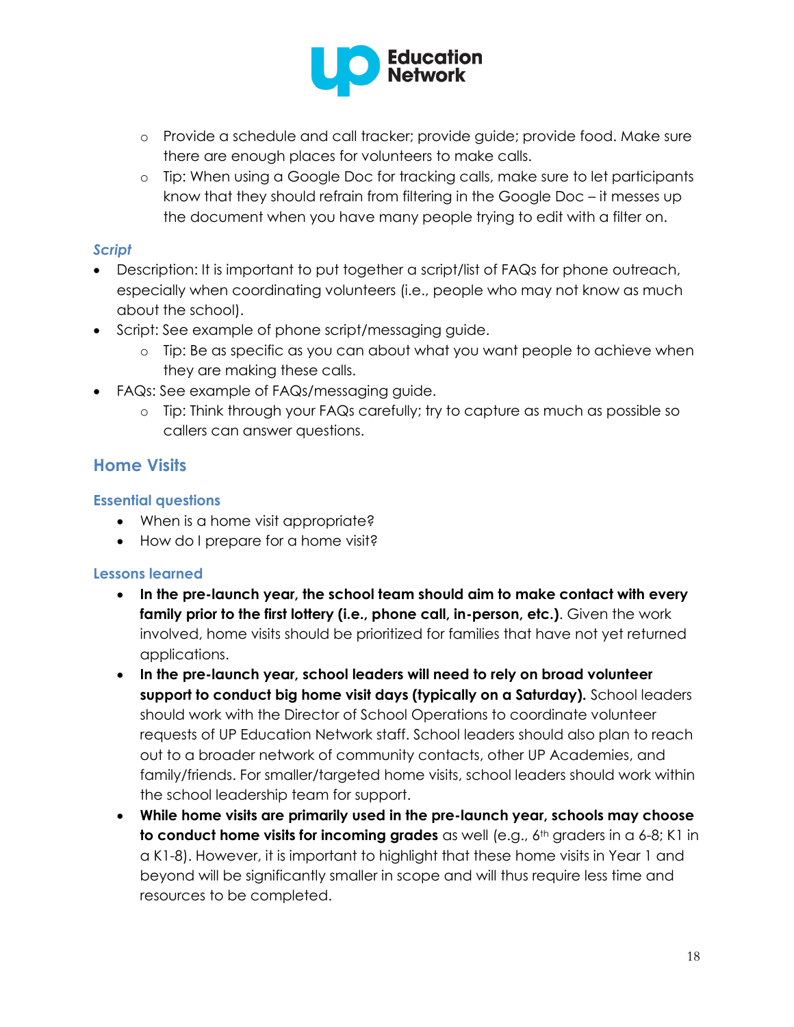- Provide a schedule and call tracker; provide guide; provide food. Make sure there are enough places for volunteers to make calls.
  - Tip: When using a Google Doc for tracking calls, make sure to let participants know that they should refrain from filtering in the Google Doc – it messes up the document when you have many people trying to edit with a filter on.

### *Script*

- Description: It is important to put together a script/list of FAQs for phone outreach, especially when coordinating volunteers (i.e., people who may not know as much about the school).
- Script: See example of phone script/messaging guide.
  - Tip: Be as specific as you can about what you want people to achieve when they are making these calls.
- FAQs: See example of FAQs/messaging guide.
  - Tip: Think through your FAQs carefully; try to capture as much as possible so callers can answer questions.

## Home Visits

### Essential questions

- When is a home visit appropriate?
- How do I prepare for a home visit?

### Lessons learned

- **In the pre-launch year, the school team should aim to make contact with every family prior to the first lottery (i.e., phone call, in-person, etc.)**. Given the work involved, home visits should be prioritized for families that have not yet returned applications.
- **In the pre-launch year, school leaders will need to rely on broad volunteer support to conduct big home visit days (typically on a Saturday).** School leaders should work with the Director of School Operations to coordinate volunteer requests of UP Education Network staff. School leaders should also plan to reach out to a broader network of community contacts, other UP Academies, and family/friends. For smaller/targeted home visits, school leaders should work within the school leadership team for support.
- **While home visits are primarily used in the pre-launch year, schools may choose to conduct home visits for incoming grades** as well (e.g., 6th graders in a 6-8; K1 in a K1-8). However, it is important to highlight that these home visits in Year 1 and beyond will be significantly smaller in scope and will thus require less time and resources to be completed.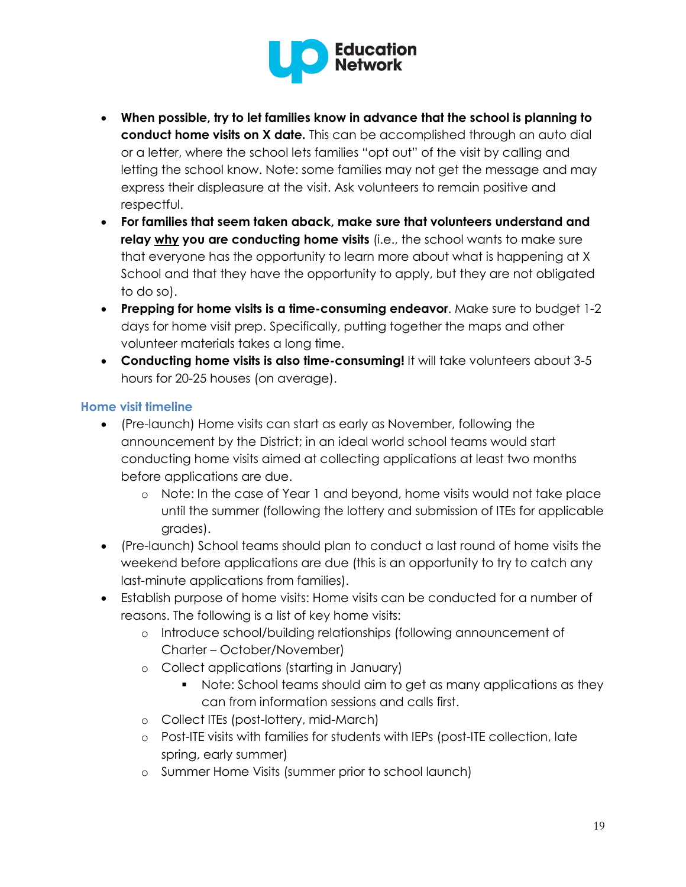- **When possible, try to let families know in advance that the school is planning to conduct home visits on X date.** This can be accomplished through an auto dial or a letter, where the school lets families "opt out" of the visit by calling and letting the school know. Note: some families may not get the message and may express their displeasure at the visit. Ask volunteers to remain positive and respectful.
- **For families that seem taken aback, make sure that volunteers understand and relay <u>why</u> you are conducting home visits** (i.e., the school wants to make sure that everyone has the opportunity to learn more about what is happening at X School and that they have the opportunity to apply, but they are not obligated to do so).
- **Prepping for home visits is a time-consuming endeavor**. Make sure to budget 1-2 days for home visit prep. Specifically, putting together the maps and other volunteer materials takes a long time.
- **Conducting home visits is also time-consuming!** It will take volunteers about 3-5 hours for 20-25 houses (on average).

### Home visit timeline

- (Pre-launch) Home visits can start as early as November, following the announcement by the District; in an ideal world school teams would start conducting home visits aimed at collecting applications at least two months before applications are due.
  - Note: In the case of Year 1 and beyond, home visits would not take place until the summer (following the lottery and submission of ITEs for applicable grades).
- (Pre-launch) School teams should plan to conduct a last round of home visits the weekend before applications are due (this is an opportunity to try to catch any last-minute applications from families).
- Establish purpose of home visits: Home visits can be conducted for a number of reasons. The following is a list of key home visits:
  - Introduce school/building relationships (following announcement of Charter – October/November)
  - Collect applications (starting in January)
    - Note: School teams should aim to get as many applications as they can from information sessions and calls first.
  - Collect ITEs (post-lottery, mid-March)
  - Post-ITE visits with families for students with IEPs (post-ITE collection, late spring, early summer)
  - Summer Home Visits (summer prior to school launch)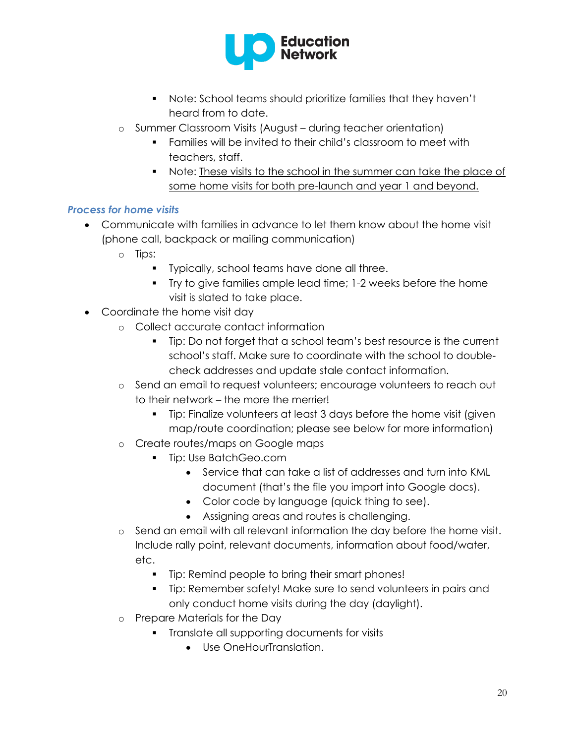- Note: School teams should prioritize families that they haven't heard from to date.
- Summer Classroom Visits (August – during teacher orientation)
  - Families will be invited to their child's classroom to meet with teachers, staff.
  - Note: <u>These visits to the school in the summer can take the place of some home visits for both pre-launch and year 1 and beyond.</u>

### *Process for home visits*

- Communicate with families in advance to let them know about the home visit (phone call, backpack or mailing communication)
  - Tips:
    - Typically, school teams have done all three.
    - Try to give families ample lead time; 1-2 weeks before the home visit is slated to take place.
- Coordinate the home visit day
  - Collect accurate contact information
    - Tip: Do not forget that a school team's best resource is the current school's staff. Make sure to coordinate with the school to double-check addresses and update stale contact information.
  - Send an email to request volunteers; encourage volunteers to reach out to their network – the more the merrier!
    - Tip: Finalize volunteers at least 3 days before the home visit (given map/route coordination; please see below for more information)
  - Create routes/maps on Google maps
    - Tip: Use BatchGeo.com
      - Service that can take a list of addresses and turn into KML document (that's the file you import into Google docs).
      - Color code by language (quick thing to see).
      - Assigning areas and routes is challenging.
  - Send an email with all relevant information the day before the home visit. Include rally point, relevant documents, information about food/water, etc.
    - Tip: Remind people to bring their smart phones!
    - Tip: Remember safety! Make sure to send volunteers in pairs and only conduct home visits during the day (daylight).
  - Prepare Materials for the Day
    - Translate all supporting documents for visits
      - Use OneHourTranslation.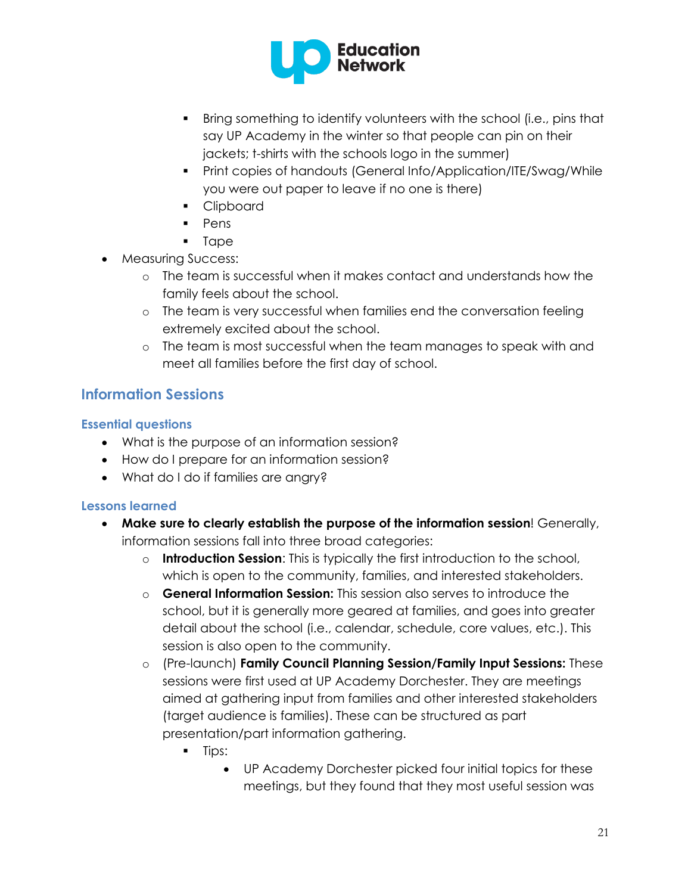- Bring something to identify volunteers with the school (i.e., pins that say UP Academy in the winter so that people can pin on their jackets; t-shirts with the schools logo in the summer)
    - Print copies of handouts (General Info/Application/ITE/Swag/While you were out paper to leave if no one is there)
    - Clipboard
    - Pens
    - Tape
- Measuring Success:
    - The team is successful when it makes contact and understands how the family feels about the school.
    - The team is very successful when families end the conversation feeling extremely excited about the school.
    - The team is most successful when the team manages to speak with and meet all families before the first day of school.

## Information Sessions

### Essential questions

- What is the purpose of an information session?
- How do I prepare for an information session?
- What do I do if families are angry?

### Lessons learned

- **Make sure to clearly establish the purpose of the information session**! Generally, information sessions fall into three broad categories:
    - **Introduction Session**: This is typically the first introduction to the school, which is open to the community, families, and interested stakeholders.
    - **General Information Session:** This session also serves to introduce the school, but it is generally more geared at families, and goes into greater detail about the school (i.e., calendar, schedule, core values, etc.). This session is also open to the community.
    - (Pre-launch) **Family Council Planning Session/Family Input Sessions:** These sessions were first used at UP Academy Dorchester. They are meetings aimed at gathering input from families and other interested stakeholders (target audience is families). These can be structured as part presentation/part information gathering.
        - Tips:
            - UP Academy Dorchester picked four initial topics for these meetings, but they found that they most useful session was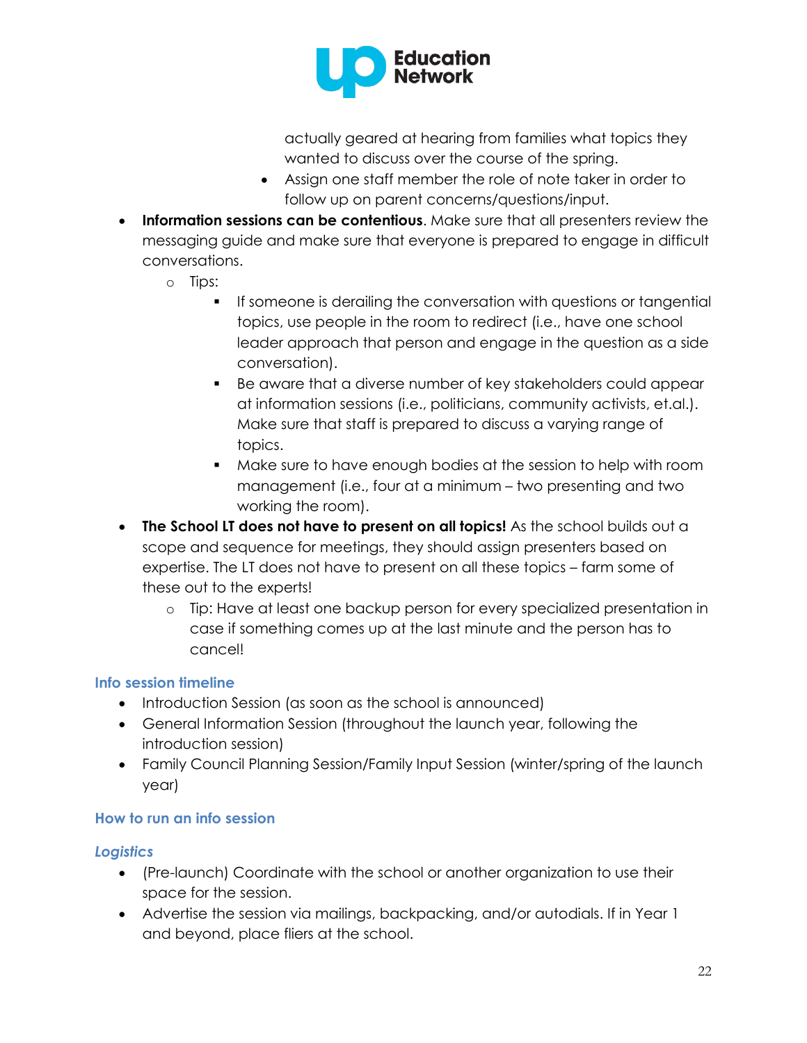actually geared at hearing from families what topics they wanted to discuss over the course of the spring.
    - Assign one staff member the role of note taker in order to follow up on parent concerns/questions/input.
- **Information sessions can be contentious**. Make sure that all presenters review the messaging guide and make sure that everyone is prepared to engage in difficult conversations.
    - Tips:
        - If someone is derailing the conversation with questions or tangential topics, use people in the room to redirect (i.e., have one school leader approach that person and engage in the question as a side conversation).
        - Be aware that a diverse number of key stakeholders could appear at information sessions (i.e., politicians, community activists, et.al.). Make sure that staff is prepared to discuss a varying range of topics.
        - Make sure to have enough bodies at the session to help with room management (i.e., four at a minimum – two presenting and two working the room).
- **The School LT does not have to present on all topics!** As the school builds out a scope and sequence for meetings, they should assign presenters based on expertise. The LT does not have to present on all these topics – farm some of these out to the experts!
    - Tip: Have at least one backup person for every specialized presentation in case if something comes up at the last minute and the person has to cancel!

### Info session timeline

- Introduction Session (as soon as the school is announced)
- General Information Session (throughout the launch year, following the introduction session)
- Family Council Planning Session/Family Input Session (winter/spring of the launch year)

### How to run an info session

#### *Logistics*

- (Pre-launch) Coordinate with the school or another organization to use their space for the session.
- Advertise the session via mailings, backpacking, and/or autodials. If in Year 1 and beyond, place fliers at the school.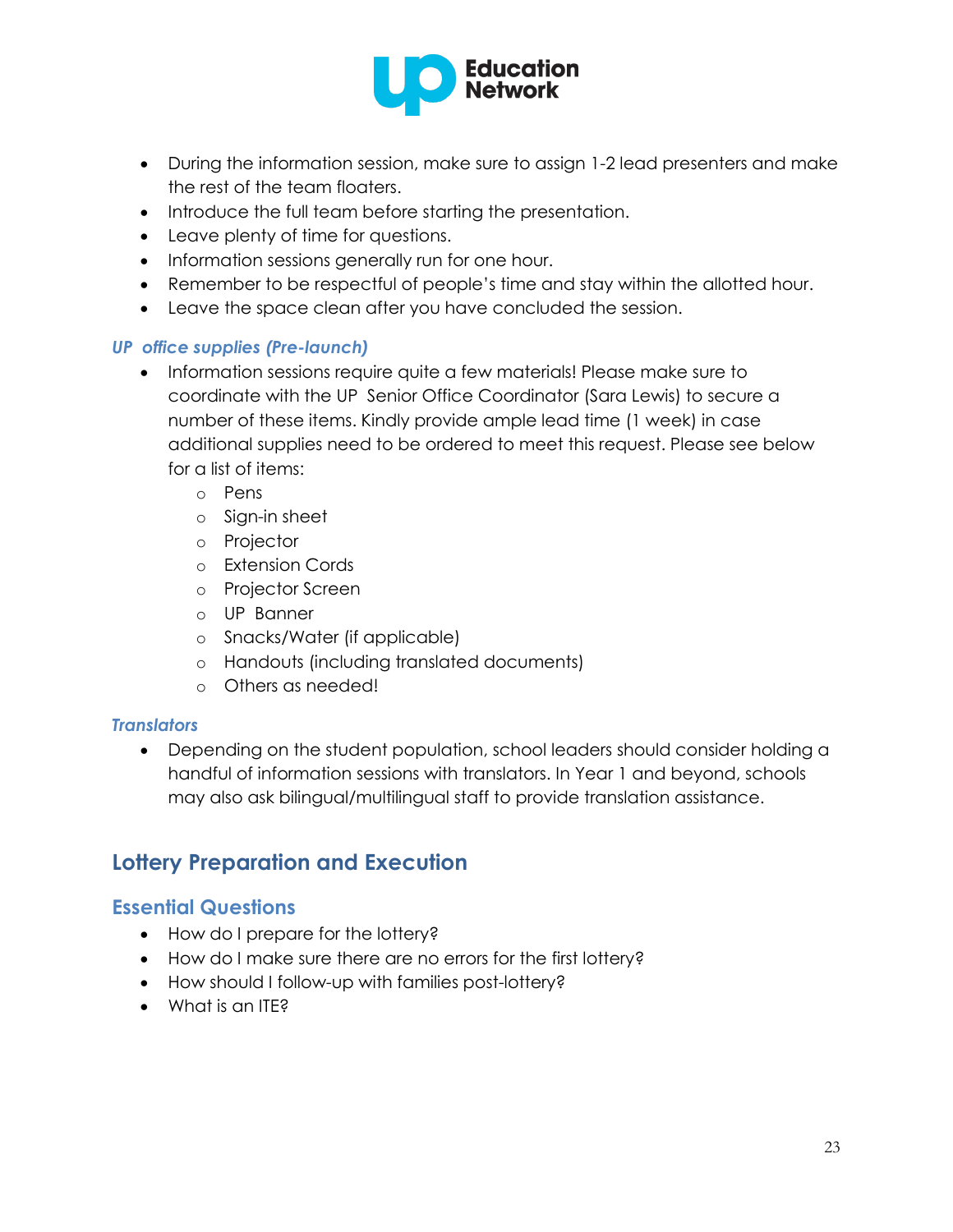- During the information session, make sure to assign 1-2 lead presenters and make the rest of the team floaters.
- Introduce the full team before starting the presentation.
- Leave plenty of time for questions.
- Information sessions generally run for one hour.
- Remember to be respectful of people's time and stay within the allotted hour.
- Leave the space clean after you have concluded the session.

### *UP office supplies (Pre-launch)*

- Information sessions require quite a few materials! Please make sure to coordinate with the UP Senior Office Coordinator (Sara Lewis) to secure a number of these items. Kindly provide ample lead time (1 week) in case additional supplies need to be ordered to meet this request. Please see below for a list of items:
    - Pens
    - Sign-in sheet
    - Projector
    - Extension Cords
    - Projector Screen
    - UP Banner
    - Snacks/Water (if applicable)
    - Handouts (including translated documents)
    - Others as needed!

### *Translators*

- Depending on the student population, school leaders should consider holding a handful of information sessions with translators. In Year 1 and beyond, schools may also ask bilingual/multilingual staff to provide translation assistance.

## Lottery Preparation and Execution

### Essential Questions

- How do I prepare for the lottery?
- How do I make sure there are no errors for the first lottery?
- How should I follow-up with families post-lottery?
- What is an ITE?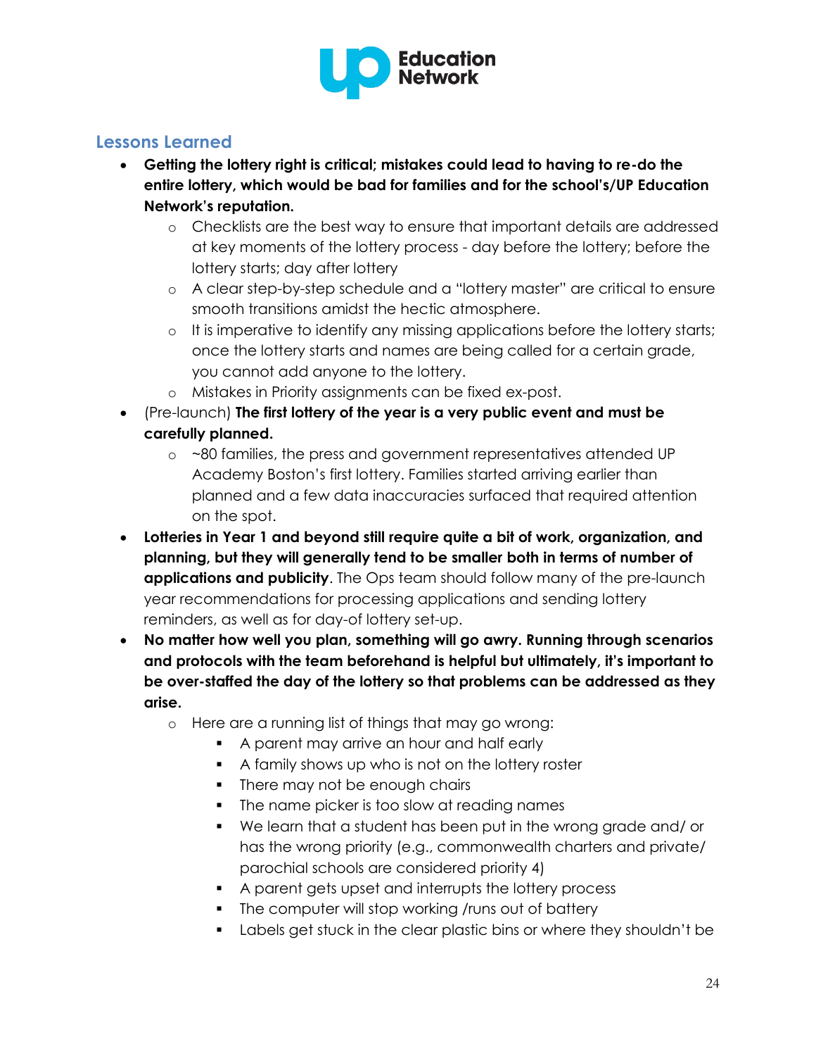## Lessons Learned

- **Getting the lottery right is critical; mistakes could lead to having to re-do the entire lottery, which would be bad for families and for the school's/UP Education Network's reputation.**
    - Checklists are the best way to ensure that important details are addressed at key moments of the lottery process - day before the lottery; before the lottery starts; day after lottery
    - A clear step-by-step schedule and a "lottery master" are critical to ensure smooth transitions amidst the hectic atmosphere.
    - It is imperative to identify any missing applications before the lottery starts; once the lottery starts and names are being called for a certain grade, you cannot add anyone to the lottery.
    - Mistakes in Priority assignments can be fixed ex-post.
- (Pre-launch) **The first lottery of the year is a very public event and must be carefully planned.**
    - ~80 families, the press and government representatives attended UP Academy Boston's first lottery. Families started arriving earlier than planned and a few data inaccuracies surfaced that required attention on the spot.
- **Lotteries in Year 1 and beyond still require quite a bit of work, organization, and planning, but they will generally tend to be smaller both in terms of number of applications and publicity**. The Ops team should follow many of the pre-launch year recommendations for processing applications and sending lottery reminders, as well as for day-of lottery set-up.
- **No matter how well you plan, something will go awry. Running through scenarios and protocols with the team beforehand is helpful but ultimately, it's important to be over-staffed the day of the lottery so that problems can be addressed as they arise.**
    - Here are a running list of things that may go wrong:
        - A parent may arrive an hour and half early
        - A family shows up who is not on the lottery roster
        - There may not be enough chairs
        - The name picker is too slow at reading names
        - We learn that a student has been put in the wrong grade and/ or has the wrong priority (e.g., commonwealth charters and private/ parochial schools are considered priority 4)
        - A parent gets upset and interrupts the lottery process
        - The computer will stop working /runs out of battery
        - Labels get stuck in the clear plastic bins or where they shouldn't be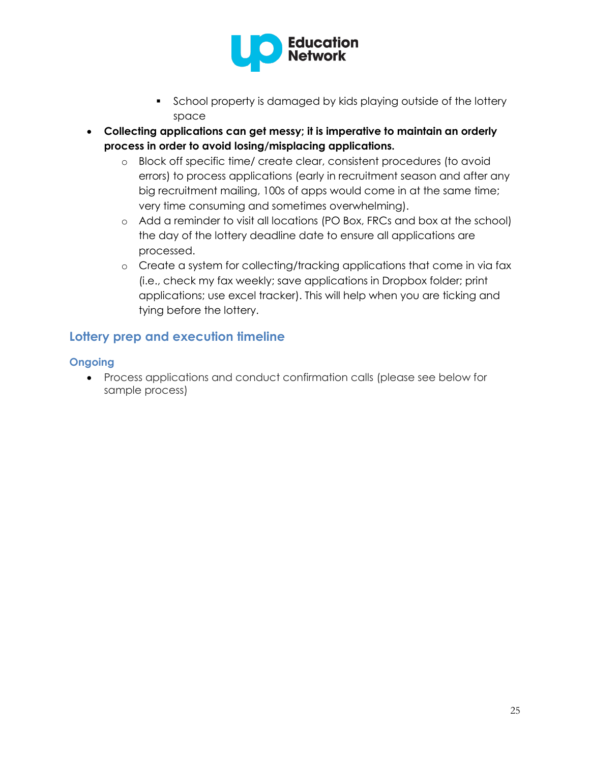- School property is damaged by kids playing outside of the lottery space

- **Collecting applications can get messy; it is imperative to maintain an orderly process in order to avoid losing/misplacing applications.**
    - Block off specific time/ create clear, consistent procedures (to avoid errors) to process applications (early in recruitment season and after any big recruitment mailing, 100s of apps would come in at the same time; very time consuming and sometimes overwhelming).
    - Add a reminder to visit all locations (PO Box, FRCs and box at the school) the day of the lottery deadline date to ensure all applications are processed.
    - Create a system for collecting/tracking applications that come in via fax (i.e., check my fax weekly; save applications in Dropbox folder; print applications; use excel tracker). This will help when you are ticking and tying before the lottery.

## Lottery prep and execution timeline

### Ongoing

- Process applications and conduct confirmation calls (please see below for sample process)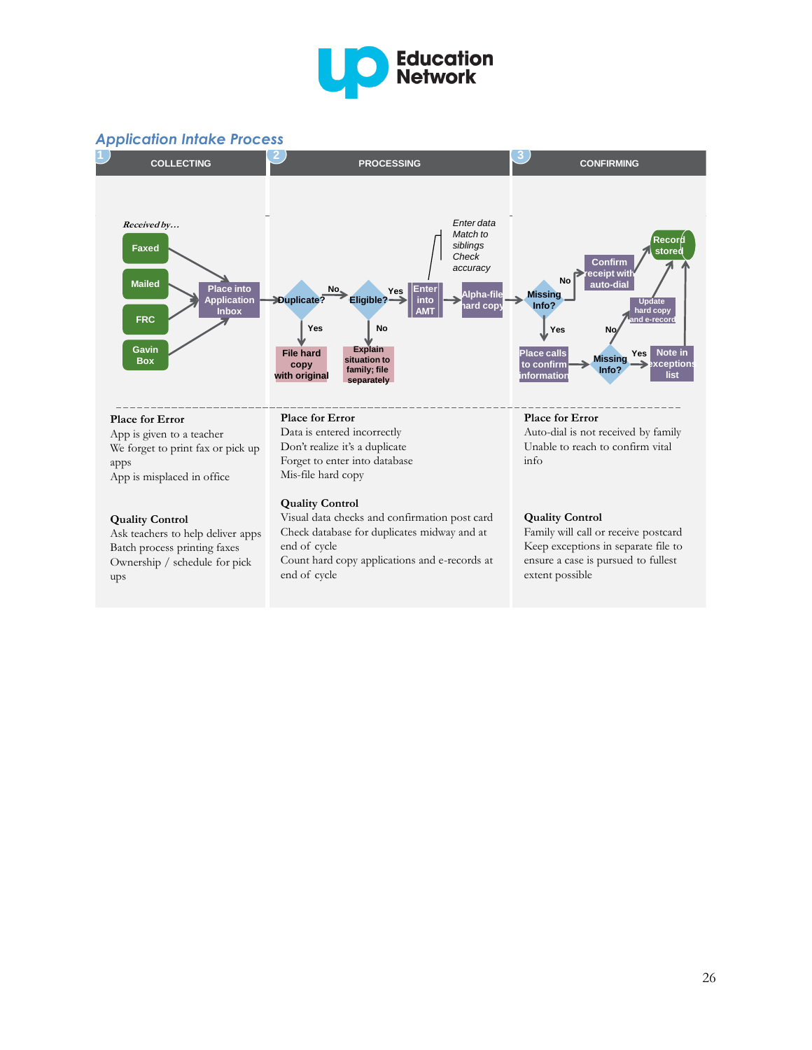## Application Intake Process

### 1 COLLECTING

*Received by…*

- Faxed
- Mailed
- FRC
- Gavin Box

→ Place into Application Inbox

### 2 PROCESSING

Duplicate?
- Yes → File hard copy with original
- No → Eligible?
  - No → Explain situation to family; file separately
  - Yes → Enter into AMT (*Enter data; Match to siblings; Check accuracy*) → Alpha-file hard copy

### 3 CONFIRMING

Missing Info?
- No → Confirm receipt with auto-dial → Record stored
- Yes → Place calls to confirm information → Missing Info?
  - No → Update hard copy and e-record → Record stored
  - Yes → Note in exceptions list → Record stored

---

**Place for Error**

App is given to a teacher
We forget to print fax or pick up apps
App is misplaced in office

**Quality Control**

Ask teachers to help deliver apps
Batch process printing faxes
Ownership / schedule for pick ups

**Place for Error**

Data is entered incorrectly
Don't realize it's a duplicate
Forget to enter into database
Mis-file hard copy

**Quality Control**

Visual data checks and confirmation post card
Check database for duplicates midway and at end of cycle
Count hard copy applications and e-records at end of cycle

**Place for Error**

Auto-dial is not received by family
Unable to reach to confirm vital info

**Quality Control**

Family will call or receive postcard
Keep exceptions in separate file to ensure a case is pursued to fullest extent possible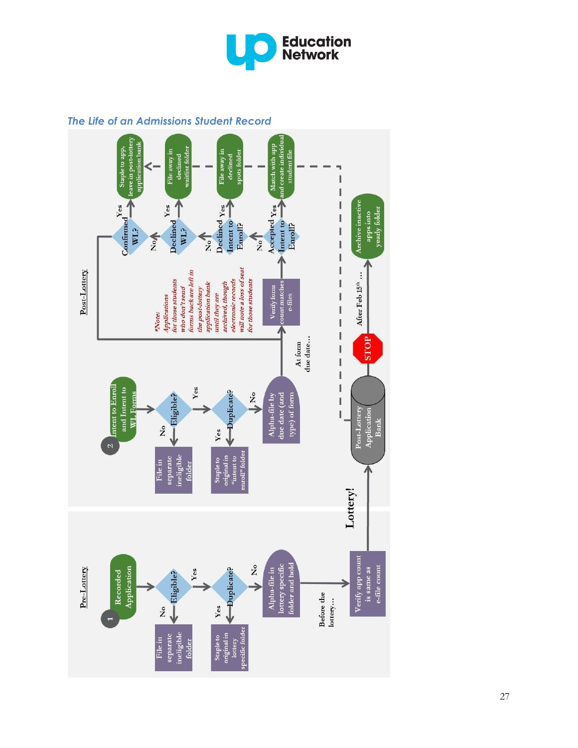## The Life of an Admissions Student Record

**Pre-Lottery**

1. Recorded Application → Eligible?
   - No → File in separate ineligible folder
   - Yes → Duplicate?
     - Yes → Staple to original in lottery specific folder
     - No → Alpha-file in lottery specific folder and hold

Before the lottery… → Verify app count is same as e-file count

**Lottery!** → Post-Lottery Application Bank

**Post-Lottery**

2. Intent to Enroll and Intent to WL Forms → Eligible?
   - No → File in separate ineligible folder
   - Yes → Duplicate?
     - Yes → Staple to original in "intent to enroll" folder
     - No → Alpha-file by due date (and type) of form

At form due date… → Verify form count matches e-files → Accepted Intent to Enroll?
- Yes → Match with app and create individual student file
- No → Declined Intent to Enroll?
  - Yes → File away in declined spots folder
  - No → Declined WL?
    - Yes → File away in declined waitlist folder
    - No → Confirmed WL?
      - Yes → Staple to app, leave in post-lottery application bank

*Note: Applications for those students who don't send forms back are left in the post-lottery application bank until they are archived, though electronic records will note a loss of seat for those students

Post-Lottery Application Bank → STOP → After Feb 15th … → Archive inactive apps into yearly folder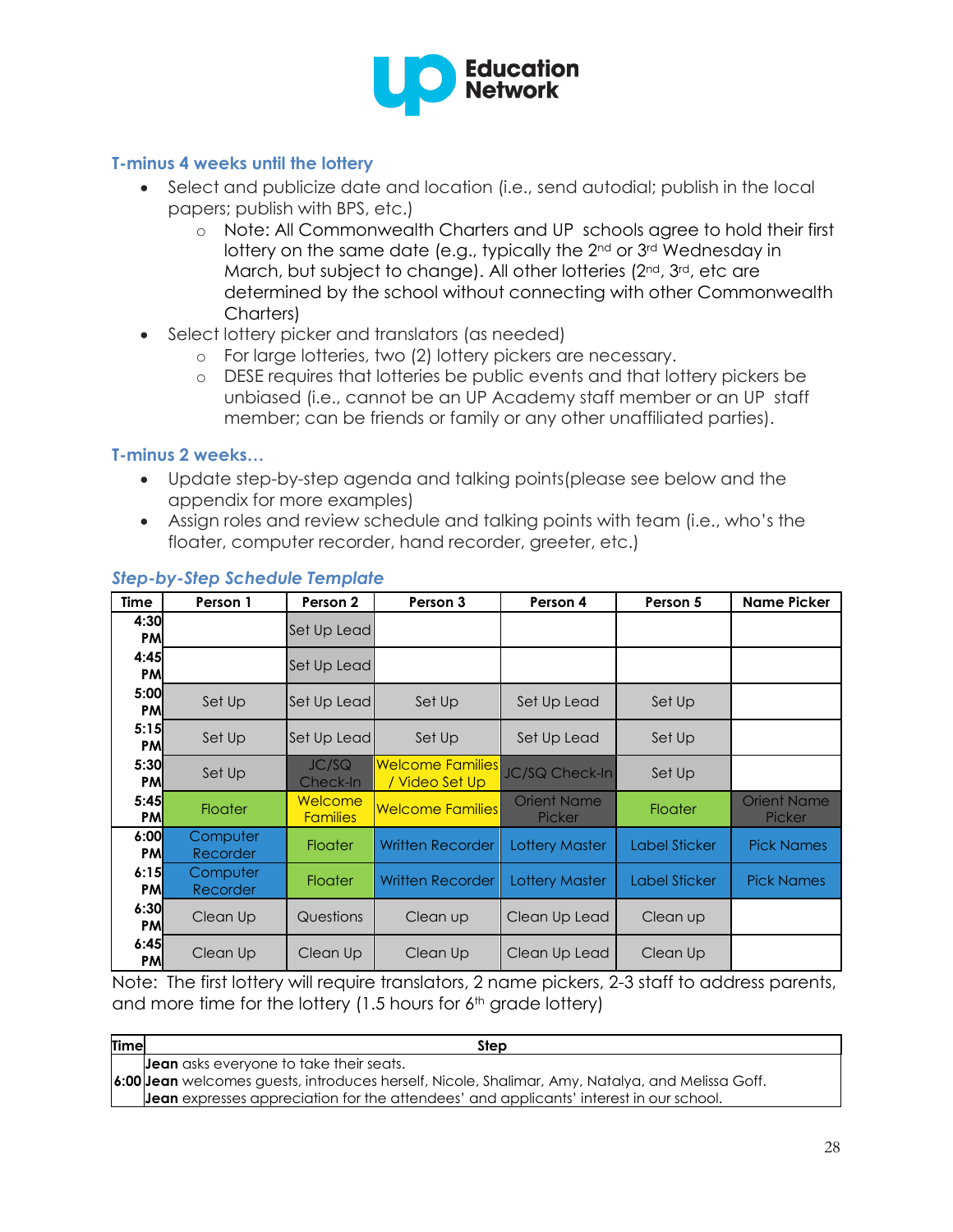### T-minus 4 weeks until the lottery

- Select and publicize date and location (i.e., send autodial; publish in the local papers; publish with BPS, etc.)
  - Note: All Commonwealth Charters and UP schools agree to hold their first lottery on the same date (e.g., typically the 2nd or 3rd Wednesday in March, but subject to change). All other lotteries (2nd, 3rd, etc are determined by the school without connecting with other Commonwealth Charters)
- Select lottery picker and translators (as needed)
  - For large lotteries, two (2) lottery pickers are necessary.
  - DESE requires that lotteries be public events and that lottery pickers be unbiased (i.e., cannot be an UP Academy staff member or an UP staff member; can be friends or family or any other unaffiliated parties).

### T-minus 2 weeks…

- Update step-by-step agenda and talking points(please see below and the appendix for more examples)
- Assign roles and review schedule and talking points with team (i.e., who's the floater, computer recorder, hand recorder, greeter, etc.)

### *Step-by-Step Schedule Template*

| Time | Person 1 | Person 2 | Person 3 | Person 4 | Person 5 | Name Picker |
|---|---|---|---|---|---|---|
| 4:30 PM | | Set Up Lead | | | | |
| 4:45 PM | | Set Up Lead | | | | |
| 5:00 PM | Set Up | Set Up Lead | Set Up | Set Up Lead | Set Up | |
| 5:15 PM | Set Up | Set Up Lead | Set Up | Set Up Lead | Set Up | |
| 5:30 PM | Set Up | JC/SQ Check-In | Welcome Families / Video Set Up | JC/SQ Check-In | Set Up | |
| 5:45 PM | Floater | Welcome Families | Welcome Families | Orient Name Picker | Floater | Orient Name Picker |
| 6:00 PM | Computer Recorder | Floater | Written Recorder | Lottery Master | Label Sticker | Pick Names |
| 6:15 PM | Computer Recorder | Floater | Written Recorder | Lottery Master | Label Sticker | Pick Names |
| 6:30 PM | Clean Up | Questions | Clean up | Clean Up Lead | Clean up | |
| 6:45 PM | Clean Up | Clean Up | Clean Up | Clean Up Lead | Clean Up | |

Note: The first lottery will require translators, 2 name pickers, 2-3 staff to address parents, and more time for the lottery (1.5 hours for 6th grade lottery)

| Time | Step |
|---|---|
| 6:00 | **Jean** asks everyone to take their seats.<br>**Jean** welcomes guests, introduces herself, Nicole, Shalimar, Amy, Natalya, and Melissa Goff.<br>**Jean** expresses appreciation for the attendees' and applicants' interest in our school. |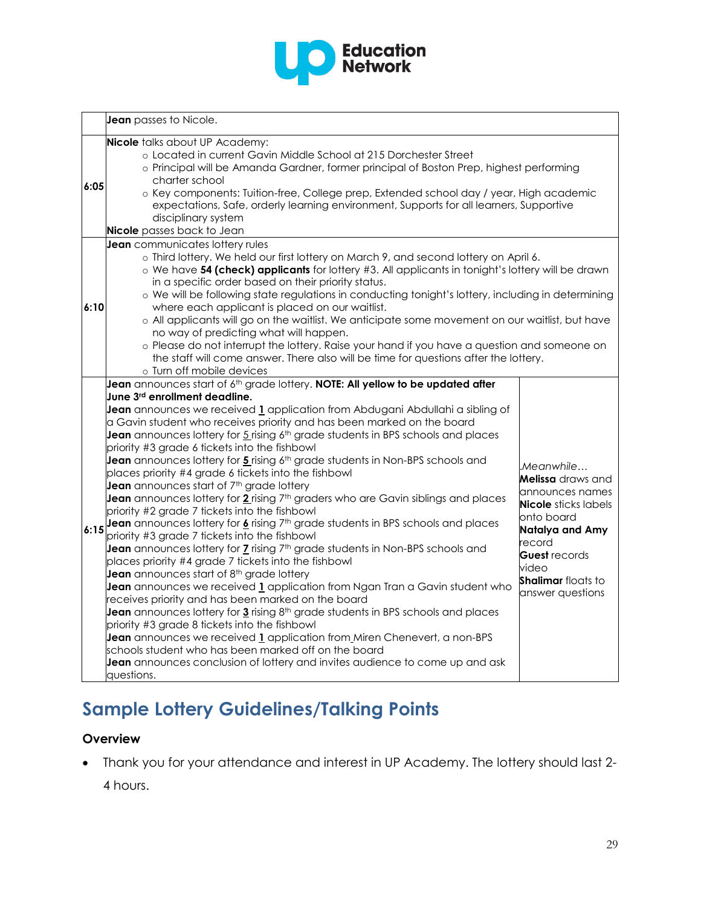| | | |
|---|---|---|
| | **Jean** passes to Nicole. | |
| 6:05 | **Nicole** talks about UP Academy:<br>○ Located in current Gavin Middle School at 215 Dorchester Street<br>○ Principal will be Amanda Gardner, former principal of Boston Prep, highest performing charter school<br>○ Key components: Tuition-free, College prep, Extended school day / year, High academic expectations, Safe, orderly learning environment, Supports for all learners, Supportive disciplinary system<br>**Nicole** passes back to Jean | |
| 6:10 | **Jean** communicates lottery rules<br>○ Third lottery. We held our first lottery on March 9, and second lottery on April 6.<br>○ We have **54 (check) applicants** for lottery #3. All applicants in tonight's lottery will be drawn in a specific order based on their priority status.<br>○ We will be following state regulations in conducting tonight's lottery, including in determining where each applicant is placed on our waitlist.<br>○ All applicants will go on the waitlist. We anticipate some movement on our waitlist, but have no way of predicting what will happen.<br>○ Please do not interrupt the lottery. Raise your hand if you have a question and someone on the staff will come answer. There also will be time for questions after the lottery.<br>○ Turn off mobile devices | |
| 6:15 | **Jean** announces start of 6th grade lottery. **NOTE: All yellow to be updated after June 3rd enrollment deadline.**<br>**Jean** announces we received **1** application from Abdugani Abdullahi a sibling of a Gavin student who receives priority and has been marked on the board<br>**Jean** announces lottery for 5 rising 6th grade students in BPS schools and places priority #3 grade 6 tickets into the fishbowl<br>**Jean** announces lottery for **5** rising 6th grade students in Non-BPS schools and places priority #4 grade 6 tickets into the fishbowl<br>**Jean** announces start of 7th grade lottery<br>**Jean** announces lottery for **2** rising 7th graders who are Gavin siblings and places priority #2 grade 7 tickets into the fishbowl<br>**Jean** announces lottery for **6** rising 7th grade students in BPS schools and places priority #3 grade 7 tickets into the fishbowl<br>**Jean** announces lottery for **7** rising 7th grade students in Non-BPS schools and places priority #4 grade 7 tickets into the fishbowl<br>**Jean** announces start of 8th grade lottery<br>**Jean** announces we received **1** application from Ngan Tran a Gavin student who receives priority and has been marked on the board<br>**Jean** announces lottery for **3** rising 8th grade students in BPS schools and places priority #3 grade 8 tickets into the fishbowl<br>**Jean** announces we received **1** application from Miren Chenevert, a non-BPS schools student who has been marked off on the board<br>**Jean** announces conclusion of lottery and invites audience to come up and ask questions. | *Meanwhile…*<br>**Melissa** draws and announces names<br>**Nicole** sticks labels onto board<br>**Natalya and Amy** record<br>**Guest** records video<br>**Shalimar** floats to answer questions |

## Sample Lottery Guidelines/Talking Points

### Overview

- Thank you for your attendance and interest in UP Academy. The lottery should last 2-4 hours.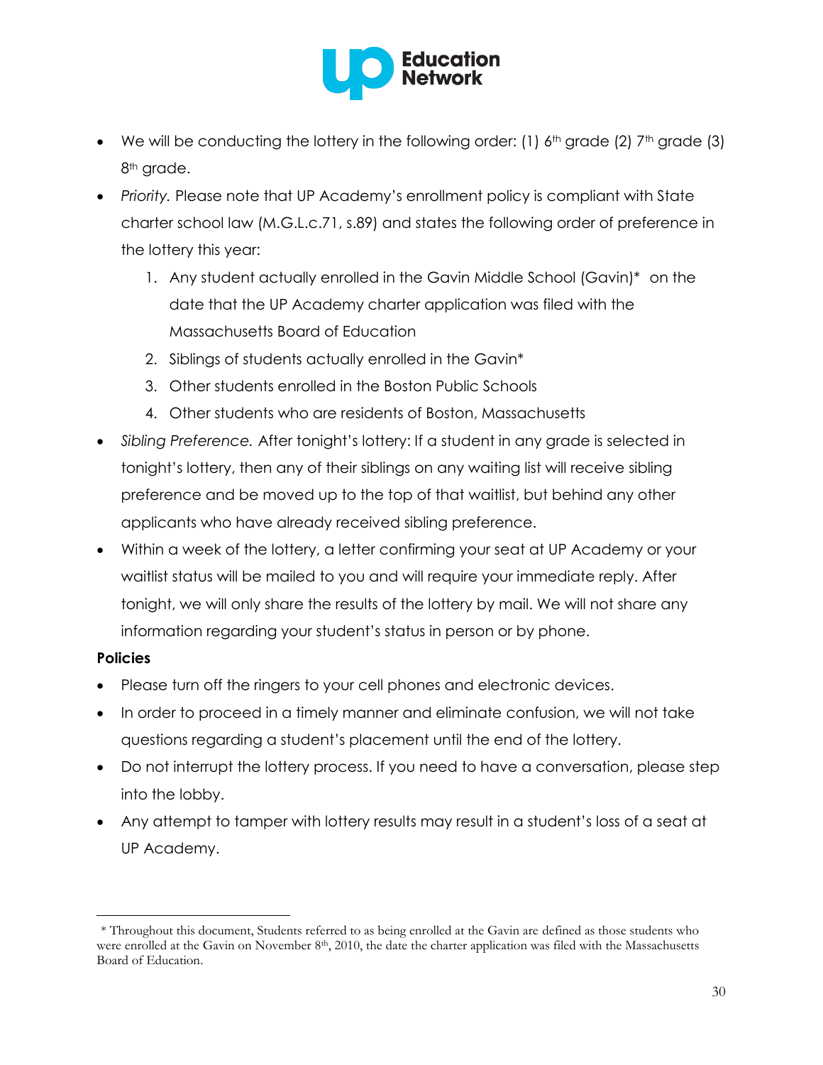- We will be conducting the lottery in the following order: (1) 6th grade (2) 7th grade (3) 8th grade.
- *Priority.* Please note that UP Academy's enrollment policy is compliant with State charter school law (M.G.L.c.71, s.89) and states the following order of preference in the lottery this year:
  1. Any student actually enrolled in the Gavin Middle School (Gavin)* on the date that the UP Academy charter application was filed with the Massachusetts Board of Education
  2. Siblings of students actually enrolled in the Gavin*
  3. Other students enrolled in the Boston Public Schools
  4. Other students who are residents of Boston, Massachusetts
- *Sibling Preference.* After tonight's lottery: If a student in any grade is selected in tonight's lottery, then any of their siblings on any waiting list will receive sibling preference and be moved up to the top of that waitlist, but behind any other applicants who have already received sibling preference.
- Within a week of the lottery, a letter confirming your seat at UP Academy or your waitlist status will be mailed to you and will require your immediate reply. After tonight, we will only share the results of the lottery by mail. We will not share any information regarding your student's status in person or by phone.

**Policies**

- Please turn off the ringers to your cell phones and electronic devices.
- In order to proceed in a timely manner and eliminate confusion, we will not take questions regarding a student's placement until the end of the lottery.
- Do not interrupt the lottery process. If you need to have a conversation, please step into the lobby.
- Any attempt to tamper with lottery results may result in a student's loss of a seat at UP Academy.

---

* Throughout this document, Students referred to as being enrolled at the Gavin are defined as those students who were enrolled at the Gavin on November 8th, 2010, the date the charter application was filed with the Massachusetts Board of Education.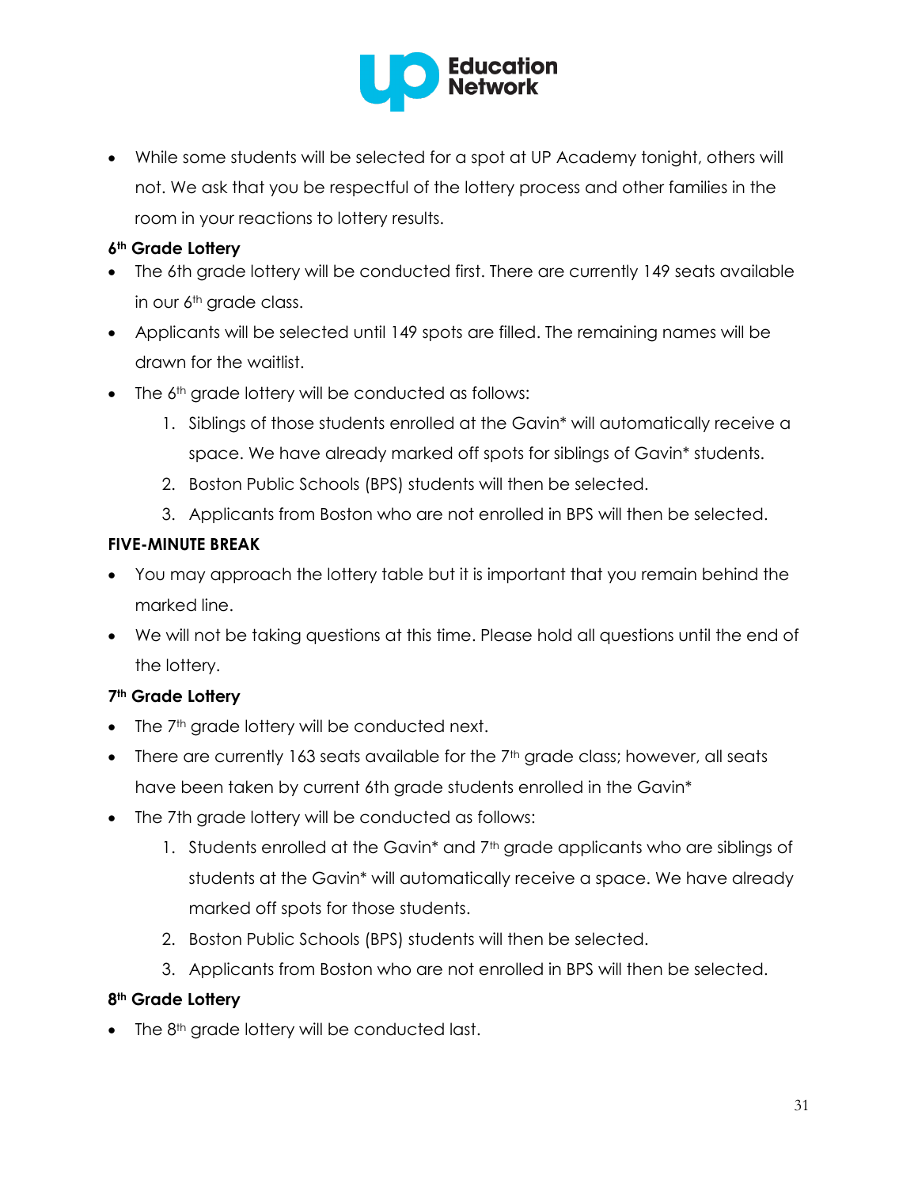- While some students will be selected for a spot at UP Academy tonight, others will not. We ask that you be respectful of the lottery process and other families in the room in your reactions to lottery results.

**6th Grade Lottery**

- The 6th grade lottery will be conducted first. There are currently 149 seats available in our 6th grade class.
- Applicants will be selected until 149 spots are filled. The remaining names will be drawn for the waitlist.
- The 6th grade lottery will be conducted as follows:
  1. Siblings of those students enrolled at the Gavin* will automatically receive a space. We have already marked off spots for siblings of Gavin* students.
  2. Boston Public Schools (BPS) students will then be selected.
  3. Applicants from Boston who are not enrolled in BPS will then be selected.

**FIVE-MINUTE BREAK**

- You may approach the lottery table but it is important that you remain behind the marked line.
- We will not be taking questions at this time. Please hold all questions until the end of the lottery.

**7th Grade Lottery**

- The 7th grade lottery will be conducted next.
- There are currently 163 seats available for the 7th grade class; however, all seats have been taken by current 6th grade students enrolled in the Gavin*
- The 7th grade lottery will be conducted as follows:
  1. Students enrolled at the Gavin* and 7th grade applicants who are siblings of students at the Gavin* will automatically receive a space. We have already marked off spots for those students.
  2. Boston Public Schools (BPS) students will then be selected.
  3. Applicants from Boston who are not enrolled in BPS will then be selected.

**8th Grade Lottery**

- The 8th grade lottery will be conducted last.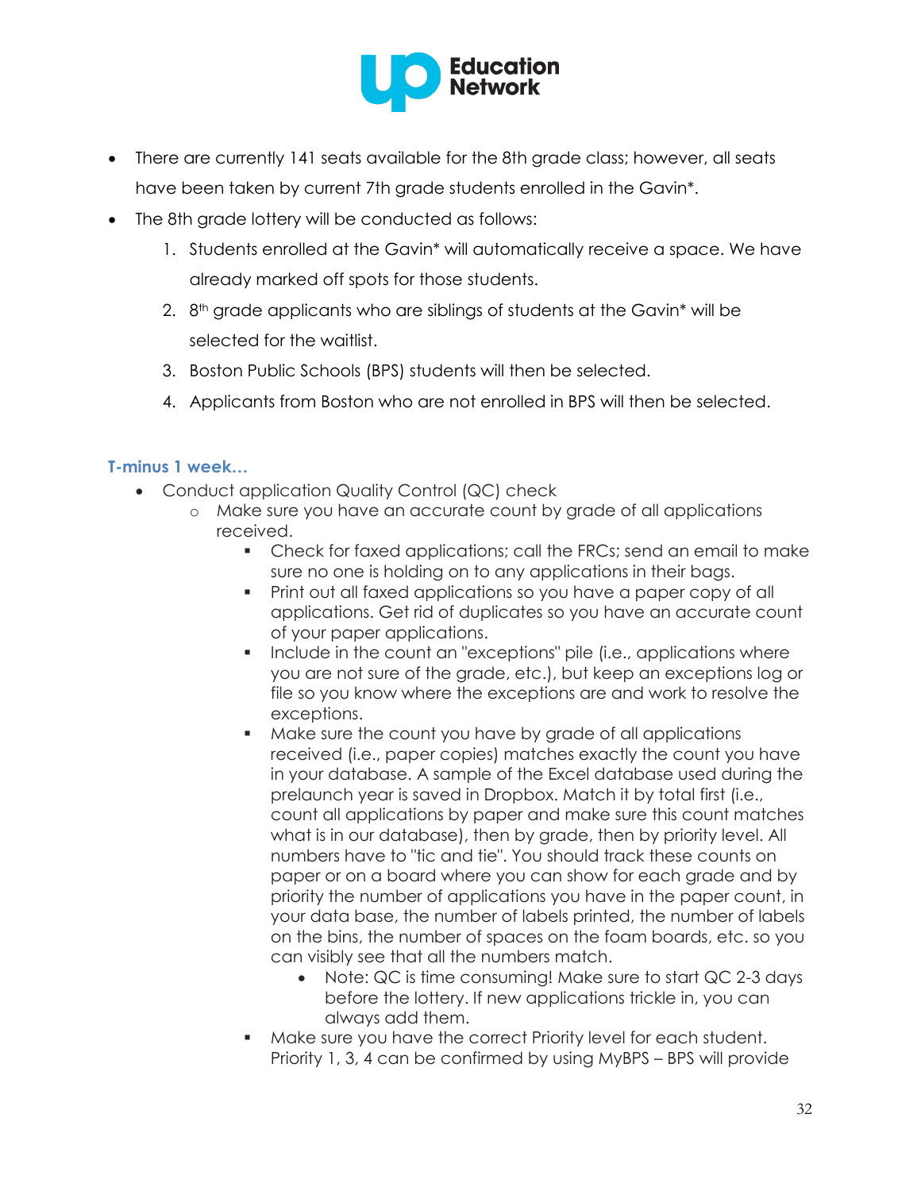- There are currently 141 seats available for the 8th grade class; however, all seats have been taken by current 7th grade students enrolled in the Gavin*.
- The 8th grade lottery will be conducted as follows:
    1. Students enrolled at the Gavin* will automatically receive a space. We have already marked off spots for those students.
    2. 8th grade applicants who are siblings of students at the Gavin* will be selected for the waitlist.
    3. Boston Public Schools (BPS) students will then be selected.
    4. Applicants from Boston who are not enrolled in BPS will then be selected.

### T-minus 1 week...

- Conduct application Quality Control (QC) check
    - Make sure you have an accurate count by grade of all applications received.
        - Check for faxed applications; call the FRCs; send an email to make sure no one is holding on to any applications in their bags.
        - Print out all faxed applications so you have a paper copy of all applications. Get rid of duplicates so you have an accurate count of your paper applications.
        - Include in the count an "exceptions" pile (i.e., applications where you are not sure of the grade, etc.), but keep an exceptions log or file so you know where the exceptions are and work to resolve the exceptions.
        - Make sure the count you have by grade of all applications received (i.e., paper copies) matches exactly the count you have in your database. A sample of the Excel database used during the prelaunch year is saved in Dropbox. Match it by total first (i.e., count all applications by paper and make sure this count matches what is in our database), then by grade, then by priority level. All numbers have to "tic and tie". You should track these counts on paper or on a board where you can show for each grade and by priority the number of applications you have in the paper count, in your data base, the number of labels printed, the number of labels on the bins, the number of spaces on the foam boards, etc. so you can visibly see that all the numbers match.
            - Note: QC is time consuming! Make sure to start QC 2-3 days before the lottery. If new applications trickle in, you can always add them.
        - Make sure you have the correct Priority level for each student. Priority 1, 3, 4 can be confirmed by using MyBPS – BPS will provide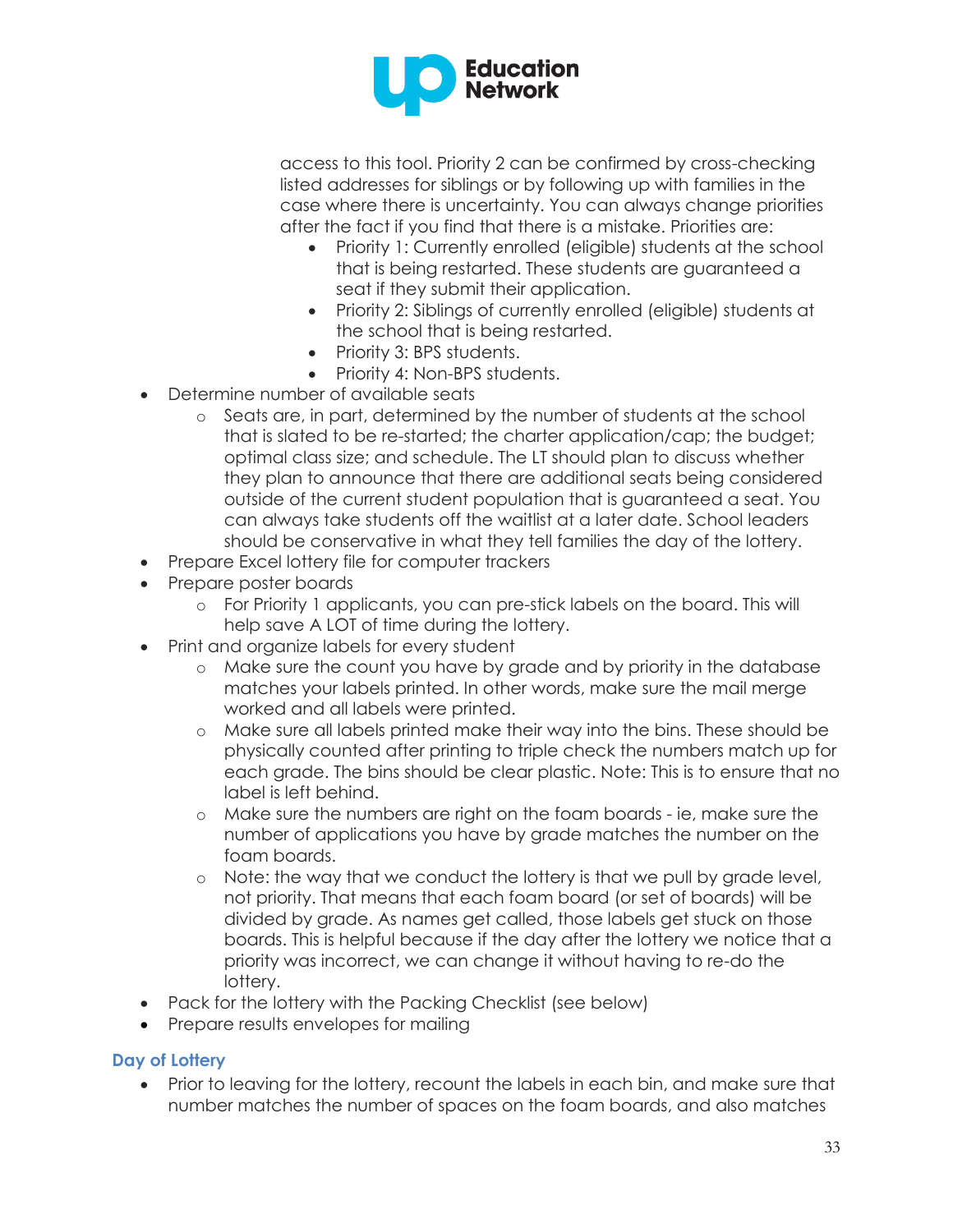access to this tool. Priority 2 can be confirmed by cross-checking listed addresses for siblings or by following up with families in the case where there is uncertainty. You can always change priorities after the fact if you find that there is a mistake. Priorities are:
    - Priority 1: Currently enrolled (eligible) students at the school that is being restarted. These students are guaranteed a seat if they submit their application.
    - Priority 2: Siblings of currently enrolled (eligible) students at the school that is being restarted.
    - Priority 3: BPS students.
    - Priority 4: Non-BPS students.
- Determine number of available seats
    - Seats are, in part, determined by the number of students at the school that is slated to be re-started; the charter application/cap; the budget; optimal class size; and schedule. The LT should plan to discuss whether they plan to announce that there are additional seats being considered outside of the current student population that is guaranteed a seat. You can always take students off the waitlist at a later date. School leaders should be conservative in what they tell families the day of the lottery.
- Prepare Excel lottery file for computer trackers
- Prepare poster boards
    - For Priority 1 applicants, you can pre-stick labels on the board. This will help save A LOT of time during the lottery.
- Print and organize labels for every student
    - Make sure the count you have by grade and by priority in the database matches your labels printed. In other words, make sure the mail merge worked and all labels were printed.
    - Make sure all labels printed make their way into the bins. These should be physically counted after printing to triple check the numbers match up for each grade. The bins should be clear plastic. Note: This is to ensure that no label is left behind.
    - Make sure the numbers are right on the foam boards - ie, make sure the number of applications you have by grade matches the number on the foam boards.
    - Note: the way that we conduct the lottery is that we pull by grade level, not priority. That means that each foam board (or set of boards) will be divided by grade. As names get called, those labels get stuck on those boards. This is helpful because if the day after the lottery we notice that a priority was incorrect, we can change it without having to re-do the lottery.
- Pack for the lottery with the Packing Checklist (see below)
- Prepare results envelopes for mailing

### Day of Lottery

- Prior to leaving for the lottery, recount the labels in each bin, and make sure that number matches the number of spaces on the foam boards, and also matches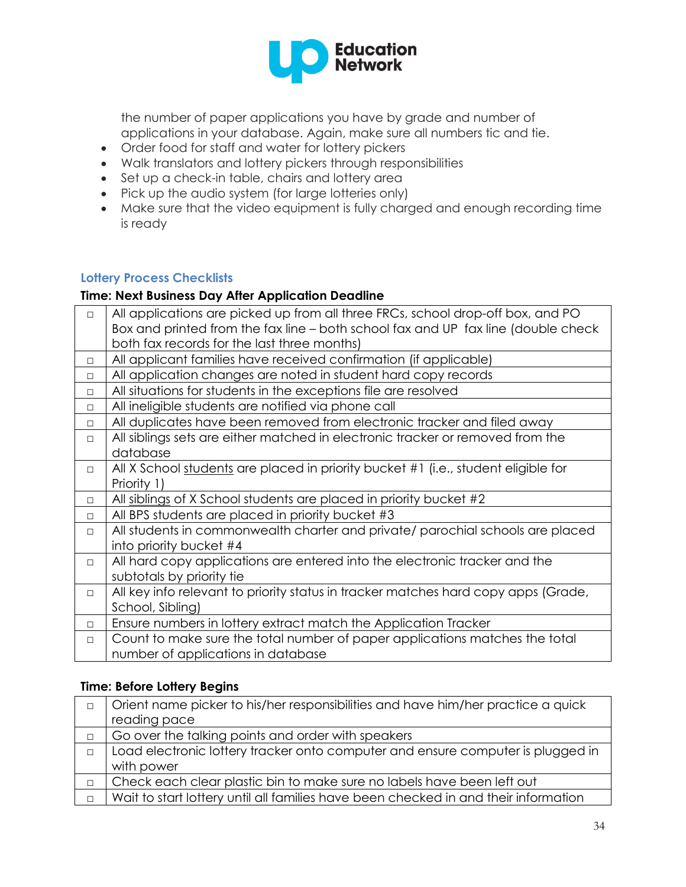the number of paper applications you have by grade and number of applications in your database. Again, make sure all numbers tic and tie.

- Order food for staff and water for lottery pickers
- Walk translators and lottery pickers through responsibilities
- Set up a check-in table, chairs and lottery area
- Pick up the audio system (for large lotteries only)
- Make sure that the video equipment is fully charged and enough recording time is ready

### Lottery Process Checklists

**Time: Next Business Day After Application Deadline**

| | |
|---|---|
| □ | All applications are picked up from all three FRCs, school drop-off box, and PO Box and printed from the fax line – both school fax and UP fax line (double check both fax records for the last three months) |
| □ | All applicant families have received confirmation (if applicable) |
| □ | All application changes are noted in student hard copy records |
| □ | All situations for students in the exceptions file are resolved |
| □ | All ineligible students are notified via phone call |
| □ | All duplicates have been removed from electronic tracker and filed away |
| □ | All siblings sets are either matched in electronic tracker or removed from the database |
| □ | All X School students are placed in priority bucket #1 (i.e., student eligible for Priority 1) |
| □ | All siblings of X School students are placed in priority bucket #2 |
| □ | All BPS students are placed in priority bucket #3 |
| □ | All students in commonwealth charter and private/ parochial schools are placed into priority bucket #4 |
| □ | All hard copy applications are entered into the electronic tracker and the subtotals by priority tie |
| □ | All key info relevant to priority status in tracker matches hard copy apps (Grade, School, Sibling) |
| □ | Ensure numbers in lottery extract match the Application Tracker |
| □ | Count to make sure the total number of paper applications matches the total number of applications in database |

**Time: Before Lottery Begins**

| | |
|---|---|
| □ | Orient name picker to his/her responsibilities and have him/her practice a quick reading pace |
| □ | Go over the talking points and order with speakers |
| □ | Load electronic lottery tracker onto computer and ensure computer is plugged in with power |
| □ | Check each clear plastic bin to make sure no labels have been left out |
| □ | Wait to start lottery until all families have been checked in and their information |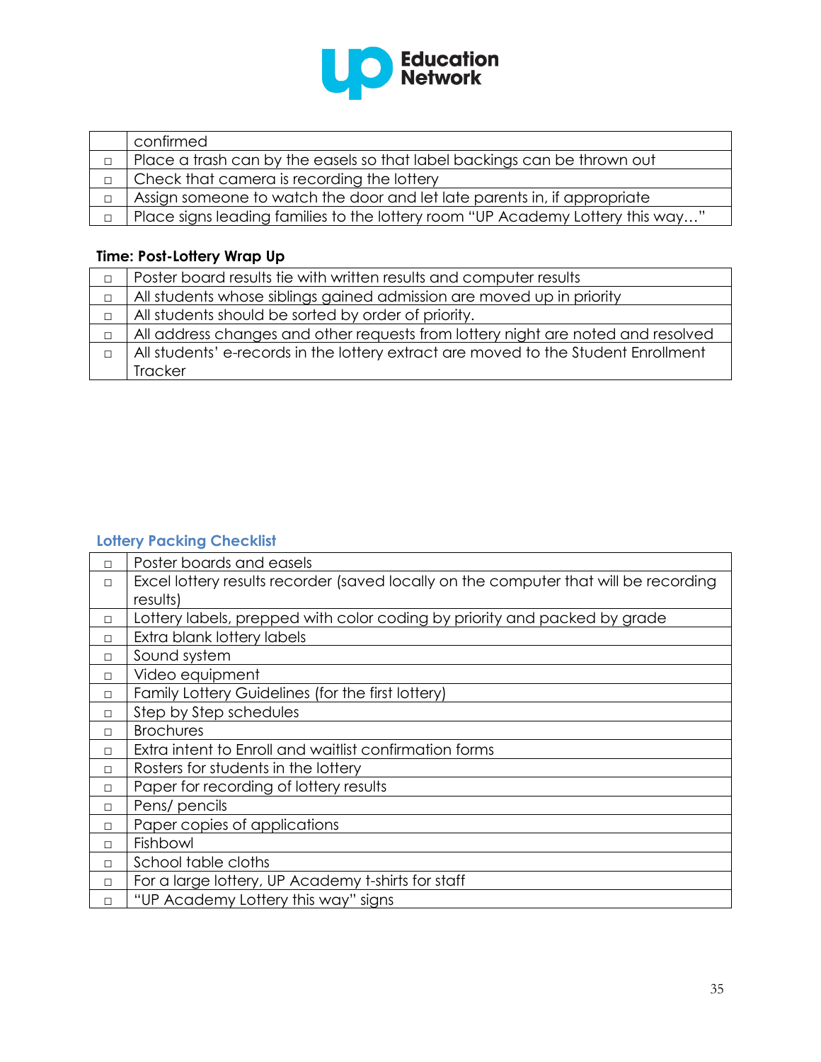| | confirmed |
|---|---|
| □ | Place a trash can by the easels so that label backings can be thrown out |
| □ | Check that camera is recording the lottery |
| □ | Assign someone to watch the door and let late parents in, if appropriate |
| □ | Place signs leading families to the lottery room "UP Academy Lottery this way…" |

**Time: Post-Lottery Wrap Up**

| | |
|---|---|
| □ | Poster board results tie with written results and computer results |
| □ | All students whose siblings gained admission are moved up in priority |
| □ | All students should be sorted by order of priority. |
| □ | All address changes and other requests from lottery night are noted and resolved |
| □ | All students' e-records in the lottery extract are moved to the Student Enrollment Tracker |

### Lottery Packing Checklist

| | |
|---|---|
| □ | Poster boards and easels |
| □ | Excel lottery results recorder (saved locally on the computer that will be recording results) |
| □ | Lottery labels, prepped with color coding by priority and packed by grade |
| □ | Extra blank lottery labels |
| □ | Sound system |
| □ | Video equipment |
| □ | Family Lottery Guidelines (for the first lottery) |
| □ | Step by Step schedules |
| □ | Brochures |
| □ | Extra intent to Enroll and waitlist confirmation forms |
| □ | Rosters for students in the lottery |
| □ | Paper for recording of lottery results |
| □ | Pens/ pencils |
| □ | Paper copies of applications |
| □ | Fishbowl |
| □ | School table cloths |
| □ | For a large lottery, UP Academy t-shirts for staff |
| □ | "UP Academy Lottery this way" signs |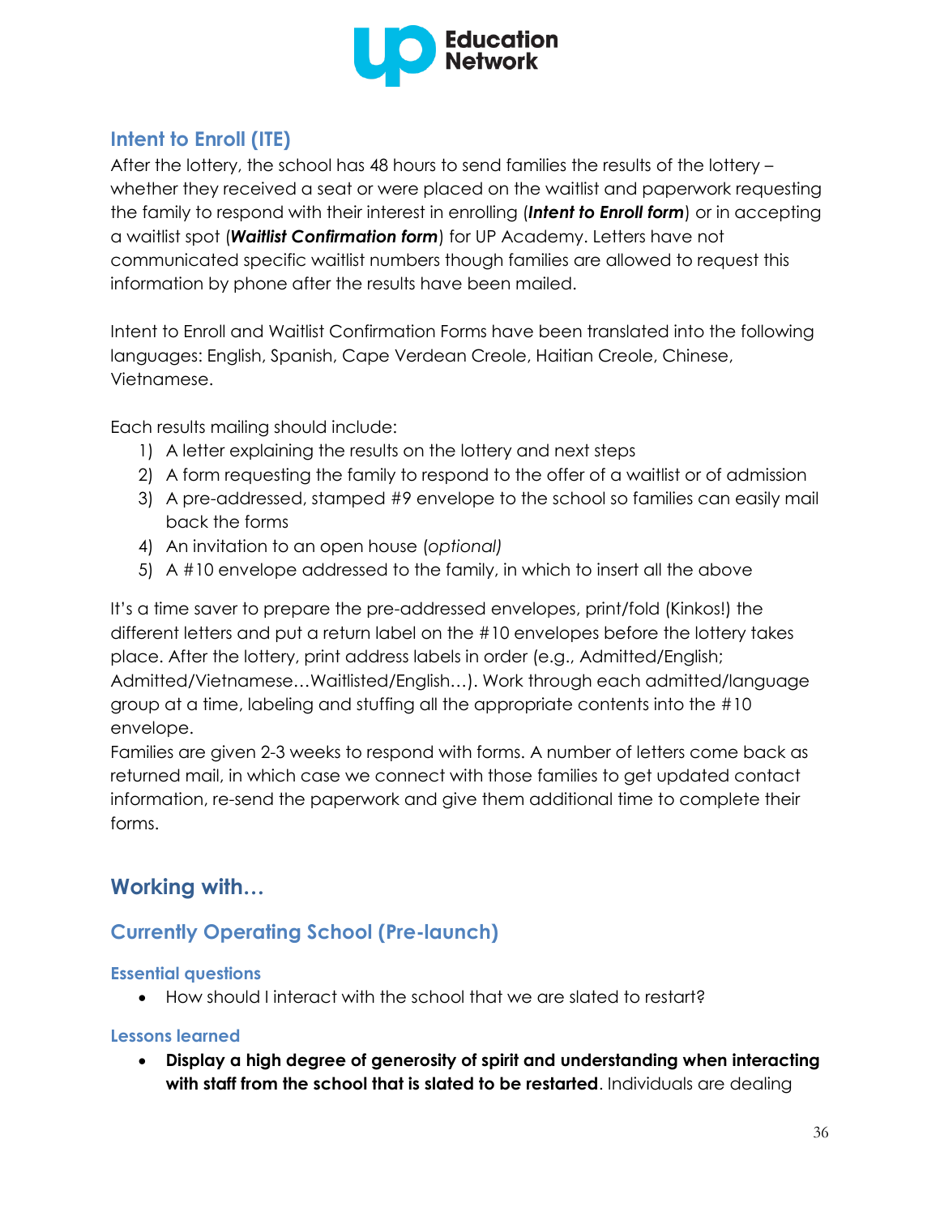## Intent to Enroll (ITE)

After the lottery, the school has 48 hours to send families the results of the lottery – whether they received a seat or were placed on the waitlist and paperwork requesting the family to respond with their interest in enrolling (***Intent to Enroll form***) or in accepting a waitlist spot (***Waitlist Confirmation form***) for UP Academy. Letters have not communicated specific waitlist numbers though families are allowed to request this information by phone after the results have been mailed.

Intent to Enroll and Waitlist Confirmation Forms have been translated into the following languages: English, Spanish, Cape Verdean Creole, Haitian Creole, Chinese, Vietnamese.

Each results mailing should include:

1) A letter explaining the results on the lottery and next steps
2) A form requesting the family to respond to the offer of a waitlist or of admission
3) A pre-addressed, stamped #9 envelope to the school so families can easily mail back the forms
4) An invitation to an open house *(optional)*
5) A #10 envelope addressed to the family, in which to insert all the above

It's a time saver to prepare the pre-addressed envelopes, print/fold (Kinkos!) the different letters and put a return label on the #10 envelopes before the lottery takes place. After the lottery, print address labels in order (e.g., Admitted/English; Admitted/Vietnamese…Waitlisted/English…). Work through each admitted/language group at a time, labeling and stuffing all the appropriate contents into the #10 envelope.
Families are given 2-3 weeks to respond with forms. A number of letters come back as returned mail, in which case we connect with those families to get updated contact information, re-send the paperwork and give them additional time to complete their forms.

# Working with…

## Currently Operating School (Pre-launch)

### Essential questions

- How should I interact with the school that we are slated to restart?

### Lessons learned

- **Display a high degree of generosity of spirit and understanding when interacting with staff from the school that is slated to be restarted**. Individuals are dealing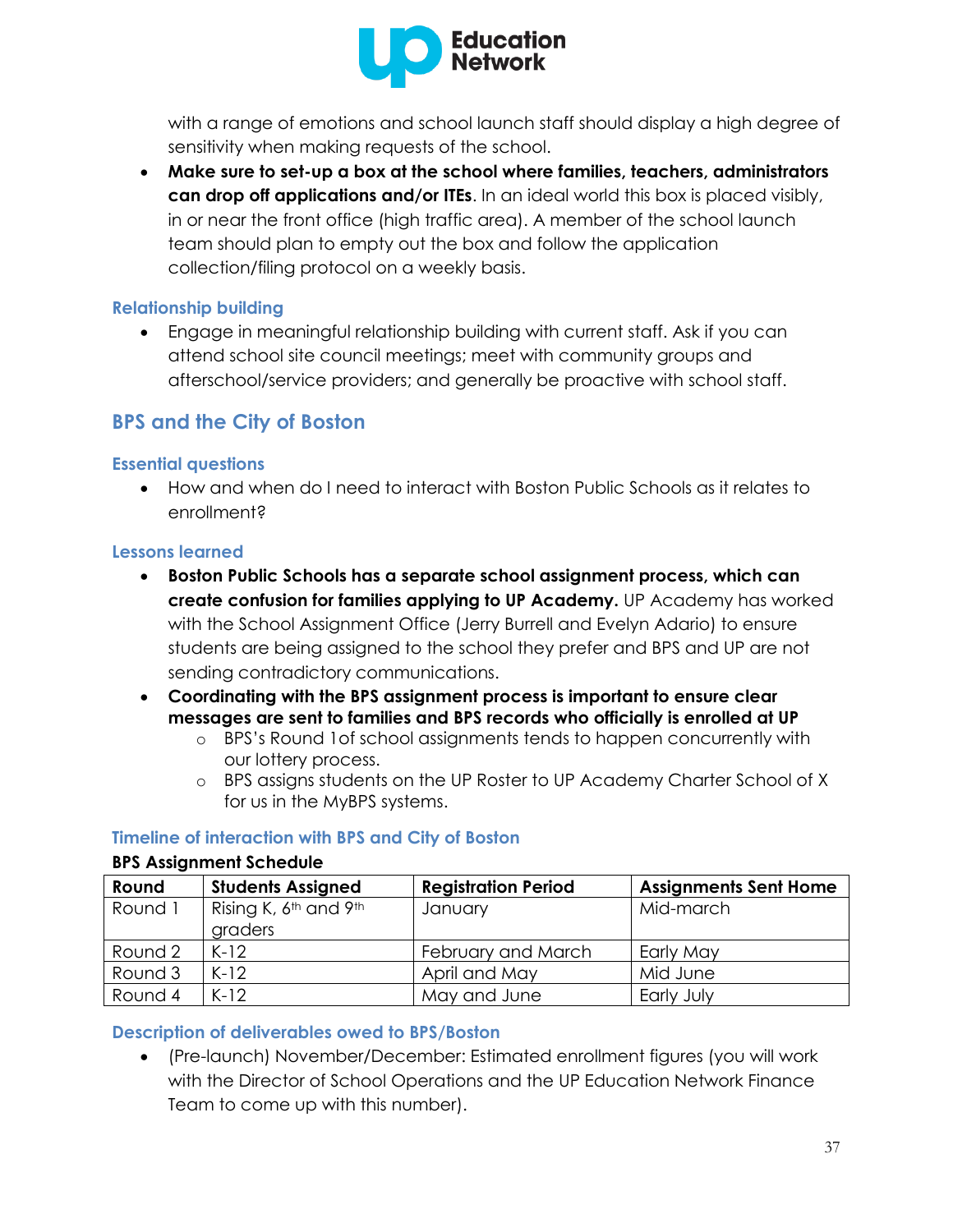with a range of emotions and school launch staff should display a high degree of sensitivity when making requests of the school.

- **Make sure to set-up a box at the school where families, teachers, administrators can drop off applications and/or ITEs**. In an ideal world this box is placed visibly, in or near the front office (high traffic area). A member of the school launch team should plan to empty out the box and follow the application collection/filing protocol on a weekly basis.

### Relationship building

- Engage in meaningful relationship building with current staff. Ask if you can attend school site council meetings; meet with community groups and afterschool/service providers; and generally be proactive with school staff.

## BPS and the City of Boston

### Essential questions

- How and when do I need to interact with Boston Public Schools as it relates to enrollment?

### Lessons learned

- **Boston Public Schools has a separate school assignment process, which can create confusion for families applying to UP Academy.** UP Academy has worked with the School Assignment Office (Jerry Burrell and Evelyn Adario) to ensure students are being assigned to the school they prefer and BPS and UP are not sending contradictory communications.
- **Coordinating with the BPS assignment process is important to ensure clear messages are sent to families and BPS records who officially is enrolled at UP**
  - BPS's Round 1of school assignments tends to happen concurrently with our lottery process.
  - BPS assigns students on the UP Roster to UP Academy Charter School of X for us in the MyBPS systems.

### Timeline of interaction with BPS and City of Boston

**BPS Assignment Schedule**

| Round | Students Assigned | Registration Period | Assignments Sent Home |
|---|---|---|---|
| Round 1 | Rising K, 6th and 9th graders | January | Mid-march |
| Round 2 | K-12 | February and March | Early May |
| Round 3 | K-12 | April and May | Mid June |
| Round 4 | K-12 | May and June | Early July |

### Description of deliverables owed to BPS/Boston

- (Pre-launch) November/December: Estimated enrollment figures (you will work with the Director of School Operations and the UP Education Network Finance Team to come up with this number).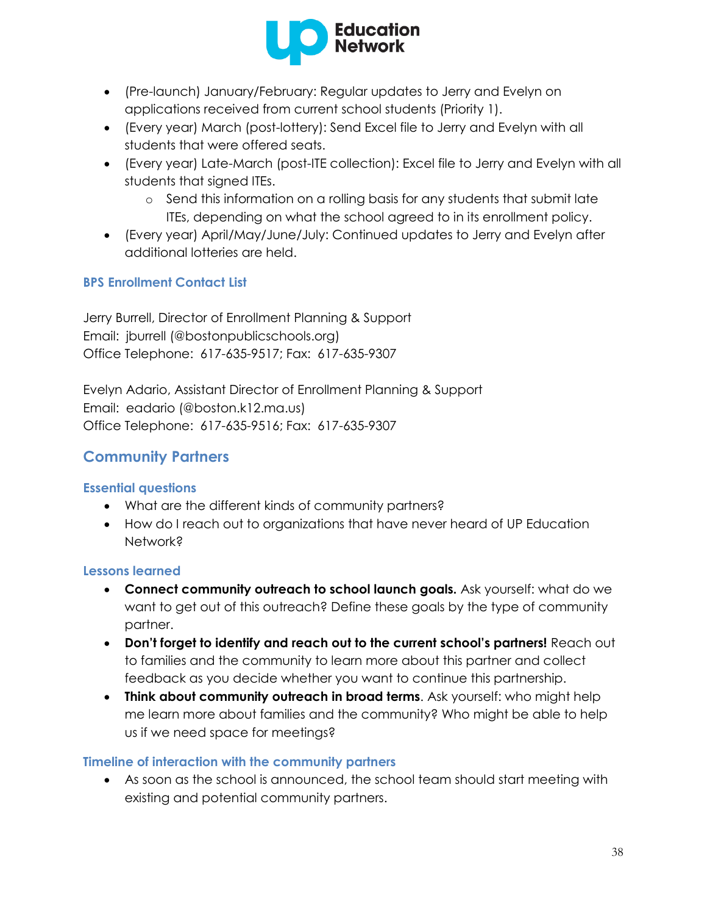- (Pre-launch) January/February: Regular updates to Jerry and Evelyn on applications received from current school students (Priority 1).
- (Every year) March (post-lottery): Send Excel file to Jerry and Evelyn with all students that were offered seats.
- (Every year) Late-March (post-ITE collection): Excel file to Jerry and Evelyn with all students that signed ITEs.
    - Send this information on a rolling basis for any students that submit late ITEs, depending on what the school agreed to in its enrollment policy.
- (Every year) April/May/June/July: Continued updates to Jerry and Evelyn after additional lotteries are held.

### BPS Enrollment Contact List

Jerry Burrell, Director of Enrollment Planning & Support
Email: jburrell (@bostonpublicschools.org)
Office Telephone: 617-635-9517; Fax: 617-635-9307

Evelyn Adario, Assistant Director of Enrollment Planning & Support
Email: eadario (@boston.k12.ma.us)
Office Telephone: 617-635-9516; Fax: 617-635-9307

## Community Partners

### Essential questions

- What are the different kinds of community partners?
- How do I reach out to organizations that have never heard of UP Education Network?

### Lessons learned

- **Connect community outreach to school launch goals.** Ask yourself: what do we want to get out of this outreach? Define these goals by the type of community partner.
- **Don't forget to identify and reach out to the current school's partners!** Reach out to families and the community to learn more about this partner and collect feedback as you decide whether you want to continue this partnership.
- **Think about community outreach in broad terms**. Ask yourself: who might help me learn more about families and the community? Who might be able to help us if we need space for meetings?

### Timeline of interaction with the community partners

- As soon as the school is announced, the school team should start meeting with existing and potential community partners.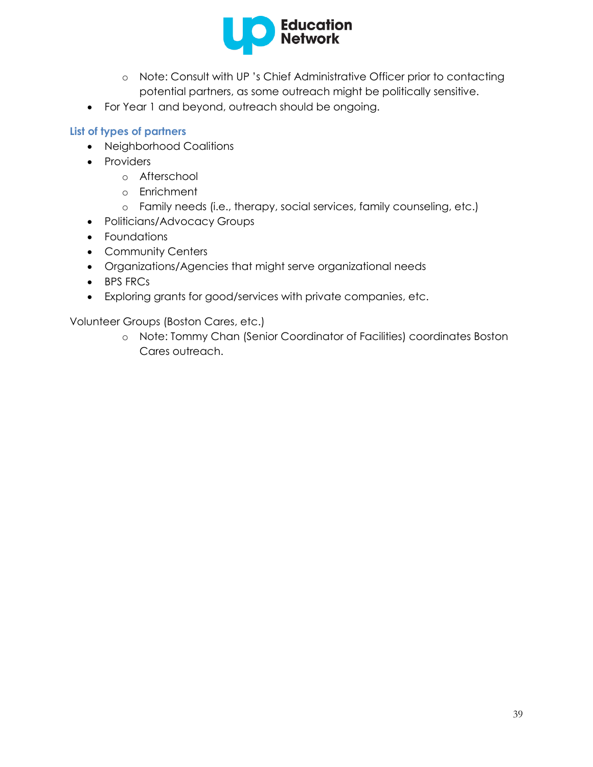- Note: Consult with UP 's Chief Administrative Officer prior to contacting potential partners, as some outreach might be politically sensitive.
- For Year 1 and beyond, outreach should be ongoing.

### List of types of partners

- Neighborhood Coalitions
- Providers
  - Afterschool
  - Enrichment
  - Family needs (i.e., therapy, social services, family counseling, etc.)
- Politicians/Advocacy Groups
- Foundations
- Community Centers
- Organizations/Agencies that might serve organizational needs
- BPS FRCs
- Exploring grants for good/services with private companies, etc.

Volunteer Groups (Boston Cares, etc.)

  - Note: Tommy Chan (Senior Coordinator of Facilities) coordinates Boston Cares outreach.